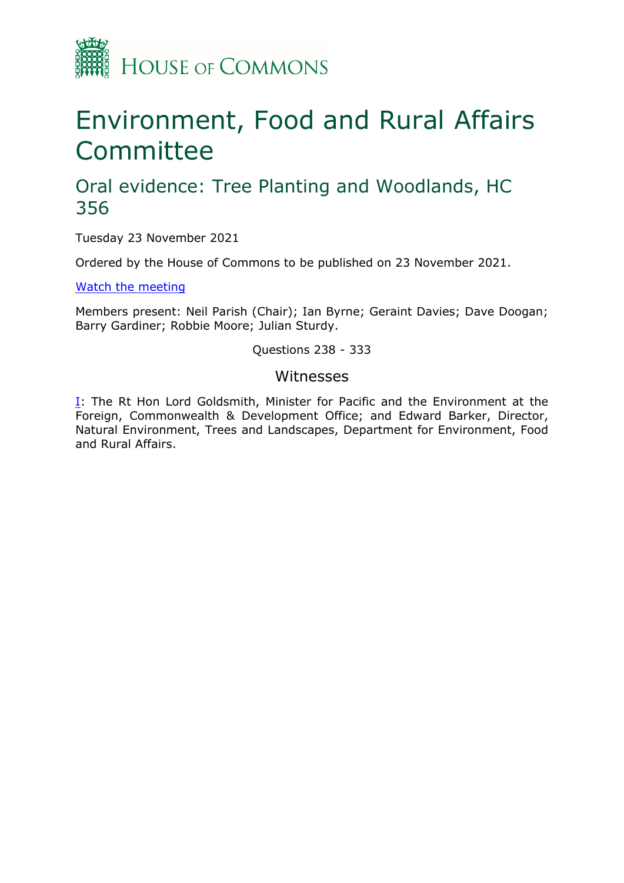HOUSE OF COMMONS

# Environment, Food and Rural Affairs Committee

## Oral evidence: Tree Planting and Woodlands, HC 356

Tuesday 23 November 2021

Ordered by the House of Commons to be published on 23 November 2021.

[Watch the meeting](#)

Members present: Neil Parish (Chair); Ian Byrne; Geraint Davies; Dave Doogan; Barry Gardiner; Robbie Moore; Julian Sturdy.

Questions 238 - 333

### Witnesses

I: The Rt Hon Lord Goldsmith, Minister for Pacific and the Environment at the Foreign, Commonwealth & Development Office; and Edward Barker, Director, Natural Environment, Trees and Landscapes, Department for Environment, Food and Rural Affairs.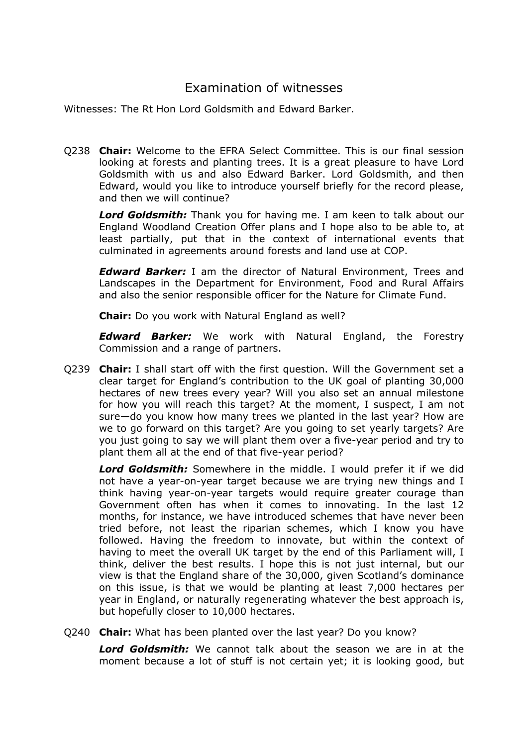# Examination of witnesses

Witnesses: The Rt Hon Lord Goldsmith and Edward Barker.

Q238 **Chair:** Welcome to the EFRA Select Committee. This is our final session looking at forests and planting trees. It is a great pleasure to have Lord Goldsmith with us and also Edward Barker. Lord Goldsmith, and then Edward, would you like to introduce yourself briefly for the record please, and then we will continue?

***Lord Goldsmith:*** Thank you for having me. I am keen to talk about our England Woodland Creation Offer plans and I hope also to be able to, at least partially, put that in the context of international events that culminated in agreements around forests and land use at COP.

***Edward Barker:*** I am the director of Natural Environment, Trees and Landscapes in the Department for Environment, Food and Rural Affairs and also the senior responsible officer for the Nature for Climate Fund.

**Chair:** Do you work with Natural England as well?

***Edward Barker:*** We work with Natural England, the Forestry Commission and a range of partners.

Q239 **Chair:** I shall start off with the first question. Will the Government set a clear target for England's contribution to the UK goal of planting 30,000 hectares of new trees every year? Will you also set an annual milestone for how you will reach this target? At the moment, I suspect, I am not sure—do you know how many trees we planted in the last year? How are we to go forward on this target? Are you going to set yearly targets? Are you just going to say we will plant them over a five-year period and try to plant them all at the end of that five-year period?

***Lord Goldsmith:*** Somewhere in the middle. I would prefer it if we did not have a year-on-year target because we are trying new things and I think having year-on-year targets would require greater courage than Government often has when it comes to innovating. In the last 12 months, for instance, we have introduced schemes that have never been tried before, not least the riparian schemes, which I know you have followed. Having the freedom to innovate, but within the context of having to meet the overall UK target by the end of this Parliament will, I think, deliver the best results. I hope this is not just internal, but our view is that the England share of the 30,000, given Scotland's dominance on this issue, is that we would be planting at least 7,000 hectares per year in England, or naturally regenerating whatever the best approach is, but hopefully closer to 10,000 hectares.

Q240 **Chair:** What has been planted over the last year? Do you know?

***Lord Goldsmith:*** We cannot talk about the season we are in at the moment because a lot of stuff is not certain yet; it is looking good, but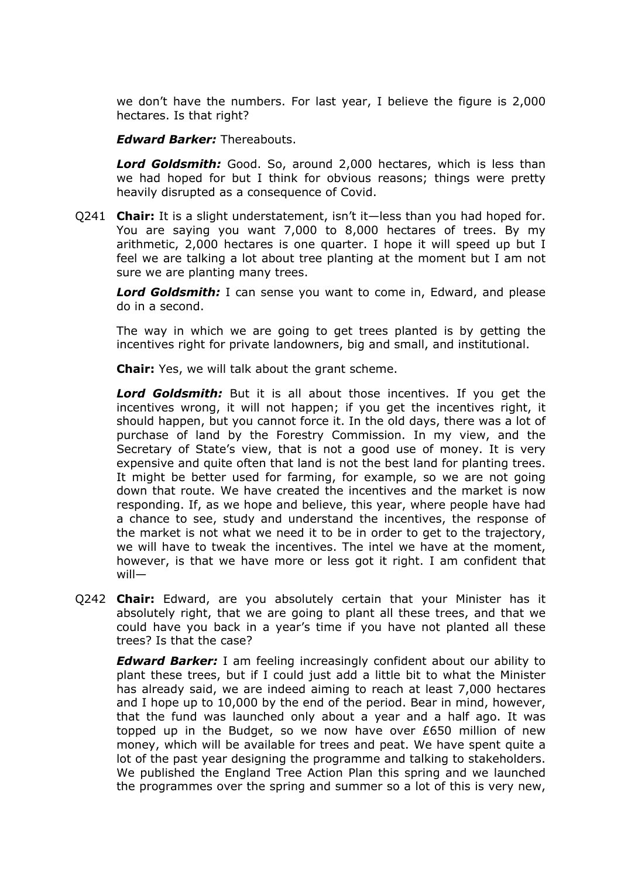we don't have the numbers. For last year, I believe the figure is 2,000 hectares. Is that right?

***Edward Barker:*** Thereabouts.

***Lord Goldsmith:*** Good. So, around 2,000 hectares, which is less than we had hoped for but I think for obvious reasons; things were pretty heavily disrupted as a consequence of Covid.

Q241 **Chair:** It is a slight understatement, isn't it—less than you had hoped for. You are saying you want 7,000 to 8,000 hectares of trees. By my arithmetic, 2,000 hectares is one quarter. I hope it will speed up but I feel we are talking a lot about tree planting at the moment but I am not sure we are planting many trees.

***Lord Goldsmith:*** I can sense you want to come in, Edward, and please do in a second.

The way in which we are going to get trees planted is by getting the incentives right for private landowners, big and small, and institutional.

**Chair:** Yes, we will talk about the grant scheme.

***Lord Goldsmith:*** But it is all about those incentives. If you get the incentives wrong, it will not happen; if you get the incentives right, it should happen, but you cannot force it. In the old days, there was a lot of purchase of land by the Forestry Commission. In my view, and the Secretary of State's view, that is not a good use of money. It is very expensive and quite often that land is not the best land for planting trees. It might be better used for farming, for example, so we are not going down that route. We have created the incentives and the market is now responding. If, as we hope and believe, this year, where people have had a chance to see, study and understand the incentives, the response of the market is not what we need it to be in order to get to the trajectory, we will have to tweak the incentives. The intel we have at the moment, however, is that we have more or less got it right. I am confident that will—

Q242 **Chair:** Edward, are you absolutely certain that your Minister has it absolutely right, that we are going to plant all these trees, and that we could have you back in a year's time if you have not planted all these trees? Is that the case?

***Edward Barker:*** I am feeling increasingly confident about our ability to plant these trees, but if I could just add a little bit to what the Minister has already said, we are indeed aiming to reach at least 7,000 hectares and I hope up to 10,000 by the end of the period. Bear in mind, however, that the fund was launched only about a year and a half ago. It was topped up in the Budget, so we now have over £650 million of new money, which will be available for trees and peat. We have spent quite a lot of the past year designing the programme and talking to stakeholders. We published the England Tree Action Plan this spring and we launched the programmes over the spring and summer so a lot of this is very new,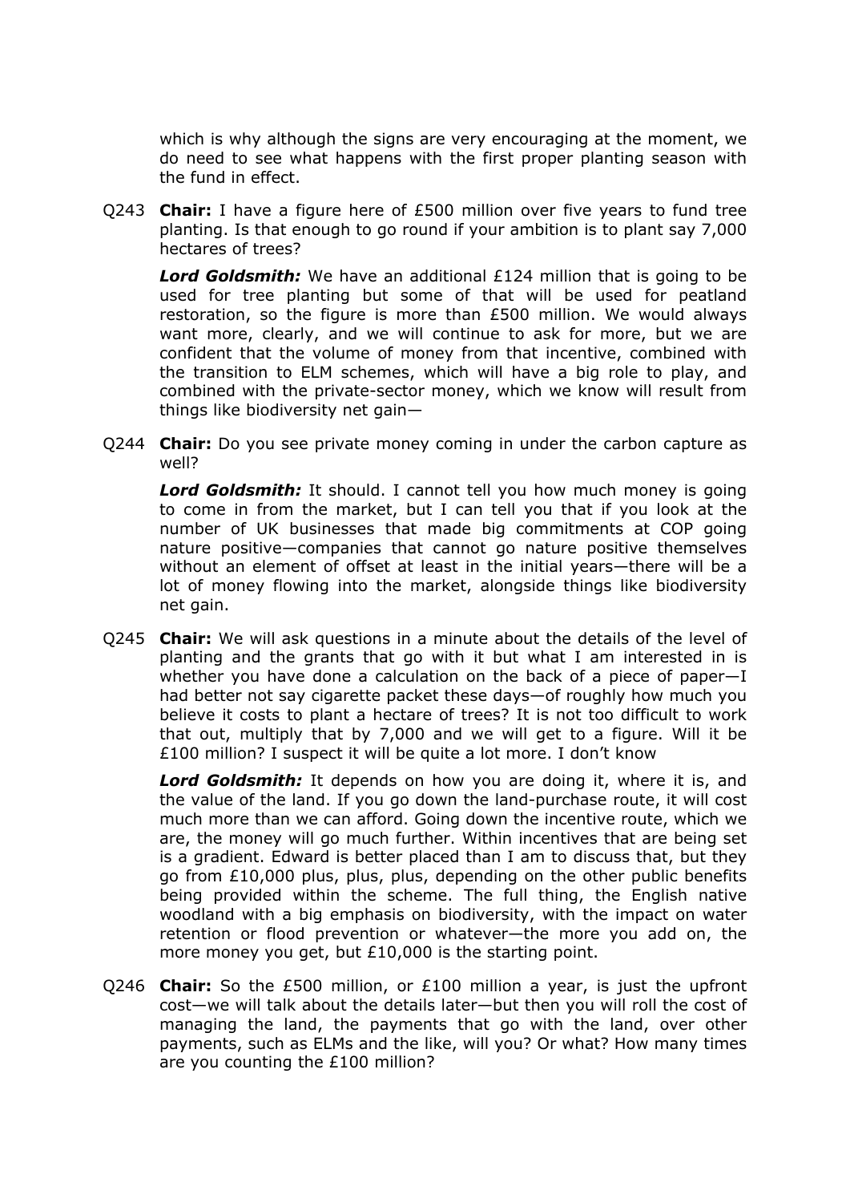which is why although the signs are very encouraging at the moment, we do need to see what happens with the first proper planting season with the fund in effect.

Q243 **Chair:** I have a figure here of £500 million over five years to fund tree planting. Is that enough to go round if your ambition is to plant say 7,000 hectares of trees?

***Lord Goldsmith:*** We have an additional £124 million that is going to be used for tree planting but some of that will be used for peatland restoration, so the figure is more than £500 million. We would always want more, clearly, and we will continue to ask for more, but we are confident that the volume of money from that incentive, combined with the transition to ELM schemes, which will have a big role to play, and combined with the private-sector money, which we know will result from things like biodiversity net gain—

Q244 **Chair:** Do you see private money coming in under the carbon capture as well?

***Lord Goldsmith:*** It should. I cannot tell you how much money is going to come in from the market, but I can tell you that if you look at the number of UK businesses that made big commitments at COP going nature positive—companies that cannot go nature positive themselves without an element of offset at least in the initial years—there will be a lot of money flowing into the market, alongside things like biodiversity net gain.

Q245 **Chair:** We will ask questions in a minute about the details of the level of planting and the grants that go with it but what I am interested in is whether you have done a calculation on the back of a piece of paper—I had better not say cigarette packet these days—of roughly how much you believe it costs to plant a hectare of trees? It is not too difficult to work that out, multiply that by 7,000 and we will get to a figure. Will it be £100 million? I suspect it will be quite a lot more. I don't know

***Lord Goldsmith:*** It depends on how you are doing it, where it is, and the value of the land. If you go down the land-purchase route, it will cost much more than we can afford. Going down the incentive route, which we are, the money will go much further. Within incentives that are being set is a gradient. Edward is better placed than I am to discuss that, but they go from £10,000 plus, plus, plus, depending on the other public benefits being provided within the scheme. The full thing, the English native woodland with a big emphasis on biodiversity, with the impact on water retention or flood prevention or whatever—the more you add on, the more money you get, but £10,000 is the starting point.

Q246 **Chair:** So the £500 million, or £100 million a year, is just the upfront cost—we will talk about the details later—but then you will roll the cost of managing the land, the payments that go with the land, over other payments, such as ELMs and the like, will you? Or what? How many times are you counting the £100 million?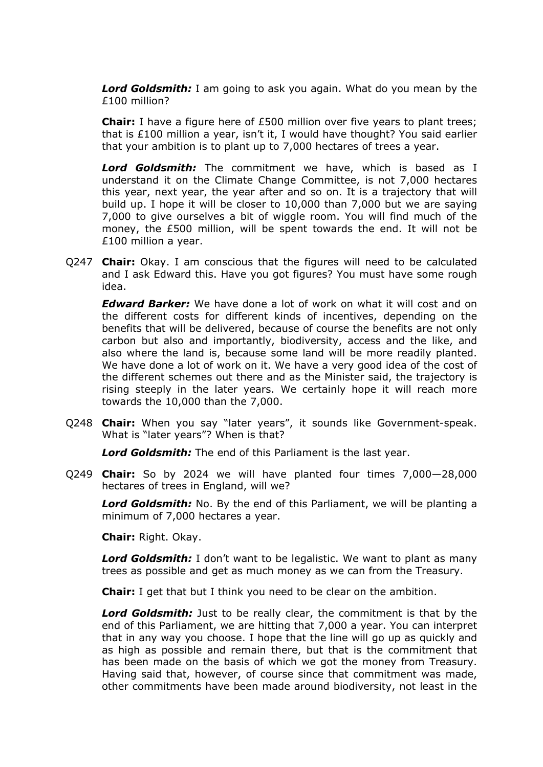***Lord Goldsmith:*** I am going to ask you again. What do you mean by the £100 million?

**Chair:** I have a figure here of £500 million over five years to plant trees; that is £100 million a year, isn't it, I would have thought? You said earlier that your ambition is to plant up to 7,000 hectares of trees a year.

***Lord Goldsmith:*** The commitment we have, which is based as I understand it on the Climate Change Committee, is not 7,000 hectares this year, next year, the year after and so on. It is a trajectory that will build up. I hope it will be closer to 10,000 than 7,000 but we are saying 7,000 to give ourselves a bit of wiggle room. You will find much of the money, the £500 million, will be spent towards the end. It will not be £100 million a year.

Q247 **Chair:** Okay. I am conscious that the figures will need to be calculated and I ask Edward this. Have you got figures? You must have some rough idea.

***Edward Barker:*** We have done a lot of work on what it will cost and on the different costs for different kinds of incentives, depending on the benefits that will be delivered, because of course the benefits are not only carbon but also and importantly, biodiversity, access and the like, and also where the land is, because some land will be more readily planted. We have done a lot of work on it. We have a very good idea of the cost of the different schemes out there and as the Minister said, the trajectory is rising steeply in the later years. We certainly hope it will reach more towards the 10,000 than the 7,000.

Q248 **Chair:** When you say "later years", it sounds like Government-speak. What is "later years"? When is that?

***Lord Goldsmith:*** The end of this Parliament is the last year.

Q249 **Chair:** So by 2024 we will have planted four times 7,000—28,000 hectares of trees in England, will we?

***Lord Goldsmith:*** No. By the end of this Parliament, we will be planting a minimum of 7,000 hectares a year.

**Chair:** Right. Okay.

***Lord Goldsmith:*** I don't want to be legalistic. We want to plant as many trees as possible and get as much money as we can from the Treasury.

**Chair:** I get that but I think you need to be clear on the ambition.

***Lord Goldsmith:*** Just to be really clear, the commitment is that by the end of this Parliament, we are hitting that 7,000 a year. You can interpret that in any way you choose. I hope that the line will go up as quickly and as high as possible and remain there, but that is the commitment that has been made on the basis of which we got the money from Treasury. Having said that, however, of course since that commitment was made, other commitments have been made around biodiversity, not least in the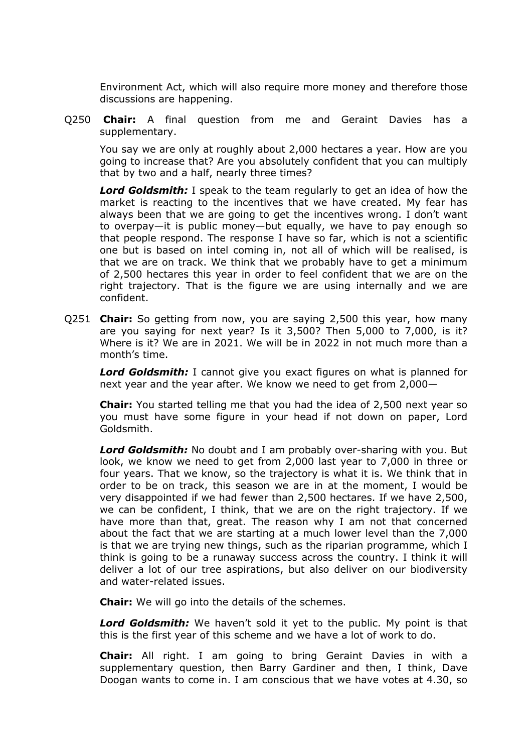Environment Act, which will also require more money and therefore those discussions are happening.

Q250 **Chair:** A final question from me and Geraint Davies has a supplementary.

You say we are only at roughly about 2,000 hectares a year. How are you going to increase that? Are you absolutely confident that you can multiply that by two and a half, nearly three times?

***Lord Goldsmith:*** I speak to the team regularly to get an idea of how the market is reacting to the incentives that we have created. My fear has always been that we are going to get the incentives wrong. I don't want to overpay—it is public money—but equally, we have to pay enough so that people respond. The response I have so far, which is not a scientific one but is based on intel coming in, not all of which will be realised, is that we are on track. We think that we probably have to get a minimum of 2,500 hectares this year in order to feel confident that we are on the right trajectory. That is the figure we are using internally and we are confident.

Q251 **Chair:** So getting from now, you are saying 2,500 this year, how many are you saying for next year? Is it 3,500? Then 5,000 to 7,000, is it? Where is it? We are in 2021. We will be in 2022 in not much more than a month's time.

***Lord Goldsmith:*** I cannot give you exact figures on what is planned for next year and the year after. We know we need to get from 2,000—

**Chair:** You started telling me that you had the idea of 2,500 next year so you must have some figure in your head if not down on paper, Lord Goldsmith.

***Lord Goldsmith:*** No doubt and I am probably over-sharing with you. But look, we know we need to get from 2,000 last year to 7,000 in three or four years. That we know, so the trajectory is what it is. We think that in order to be on track, this season we are in at the moment, I would be very disappointed if we had fewer than 2,500 hectares. If we have 2,500, we can be confident, I think, that we are on the right trajectory. If we have more than that, great. The reason why I am not that concerned about the fact that we are starting at a much lower level than the 7,000 is that we are trying new things, such as the riparian programme, which I think is going to be a runaway success across the country. I think it will deliver a lot of our tree aspirations, but also deliver on our biodiversity and water-related issues.

**Chair:** We will go into the details of the schemes.

***Lord Goldsmith:*** We haven't sold it yet to the public. My point is that this is the first year of this scheme and we have a lot of work to do.

**Chair:** All right. I am going to bring Geraint Davies in with a supplementary question, then Barry Gardiner and then, I think, Dave Doogan wants to come in. I am conscious that we have votes at 4.30, so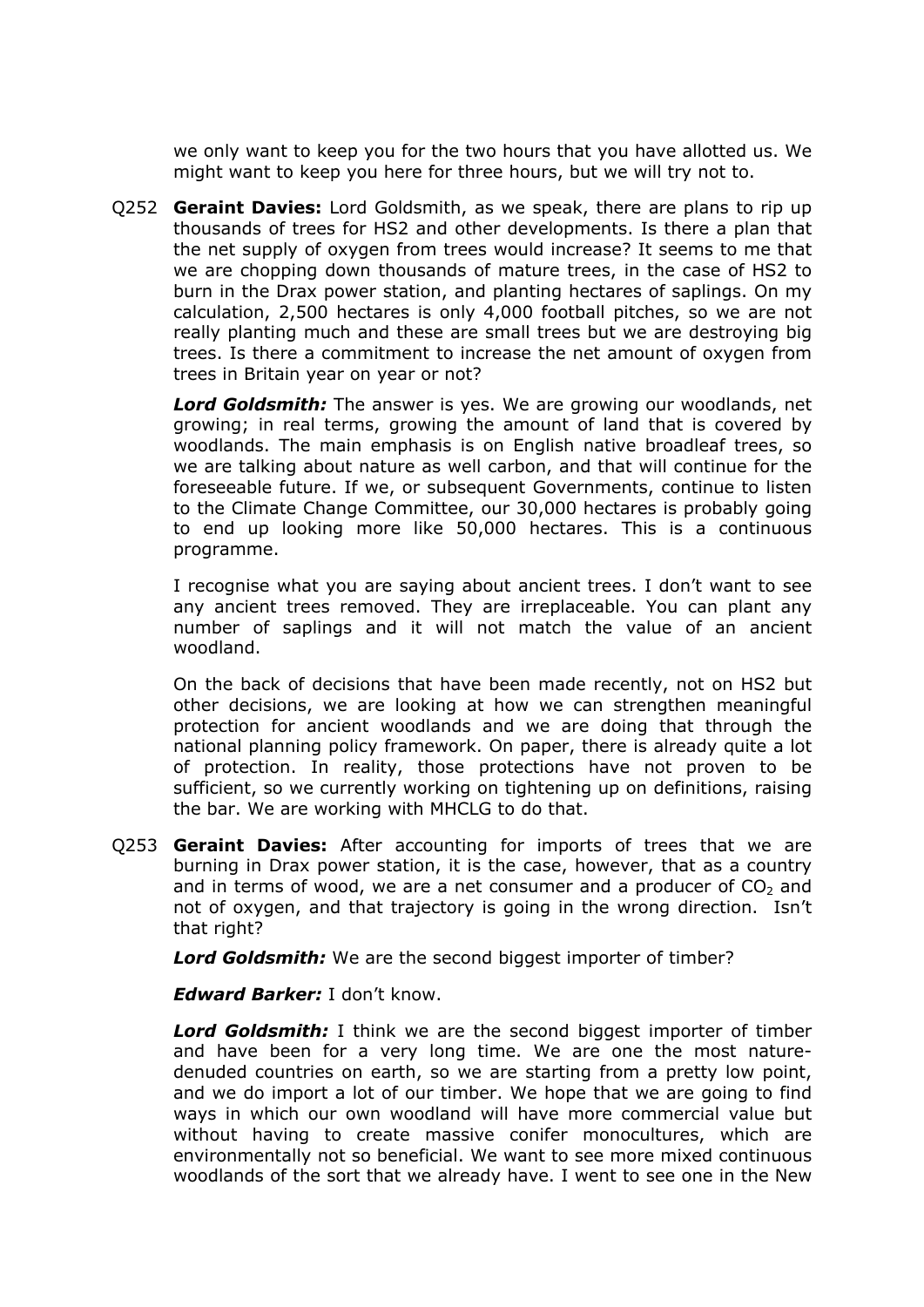we only want to keep you for the two hours that you have allotted us. We might want to keep you here for three hours, but we will try not to.

Q252 **Geraint Davies:** Lord Goldsmith, as we speak, there are plans to rip up thousands of trees for HS2 and other developments. Is there a plan that the net supply of oxygen from trees would increase? It seems to me that we are chopping down thousands of mature trees, in the case of HS2 to burn in the Drax power station, and planting hectares of saplings. On my calculation, 2,500 hectares is only 4,000 football pitches, so we are not really planting much and these are small trees but we are destroying big trees. Is there a commitment to increase the net amount of oxygen from trees in Britain year on year or not?

***Lord Goldsmith:*** The answer is yes. We are growing our woodlands, net growing; in real terms, growing the amount of land that is covered by woodlands. The main emphasis is on English native broadleaf trees, so we are talking about nature as well carbon, and that will continue for the foreseeable future. If we, or subsequent Governments, continue to listen to the Climate Change Committee, our 30,000 hectares is probably going to end up looking more like 50,000 hectares. This is a continuous programme.

I recognise what you are saying about ancient trees. I don't want to see any ancient trees removed. They are irreplaceable. You can plant any number of saplings and it will not match the value of an ancient woodland.

On the back of decisions that have been made recently, not on HS2 but other decisions, we are looking at how we can strengthen meaningful protection for ancient woodlands and we are doing that through the national planning policy framework. On paper, there is already quite a lot of protection. In reality, those protections have not proven to be sufficient, so we currently working on tightening up on definitions, raising the bar. We are working with MHCLG to do that.

Q253 **Geraint Davies:** After accounting for imports of trees that we are burning in Drax power station, it is the case, however, that as a country and in terms of wood, we are a net consumer and a producer of $CO_2$ and not of oxygen, and that trajectory is going in the wrong direction. Isn't that right?

***Lord Goldsmith:*** We are the second biggest importer of timber?

***Edward Barker:*** I don't know.

***Lord Goldsmith:*** I think we are the second biggest importer of timber and have been for a very long time. We are one the most nature-denuded countries on earth, so we are starting from a pretty low point, and we do import a lot of our timber. We hope that we are going to find ways in which our own woodland will have more commercial value but without having to create massive conifer monocultures, which are environmentally not so beneficial. We want to see more mixed continuous woodlands of the sort that we already have. I went to see one in the New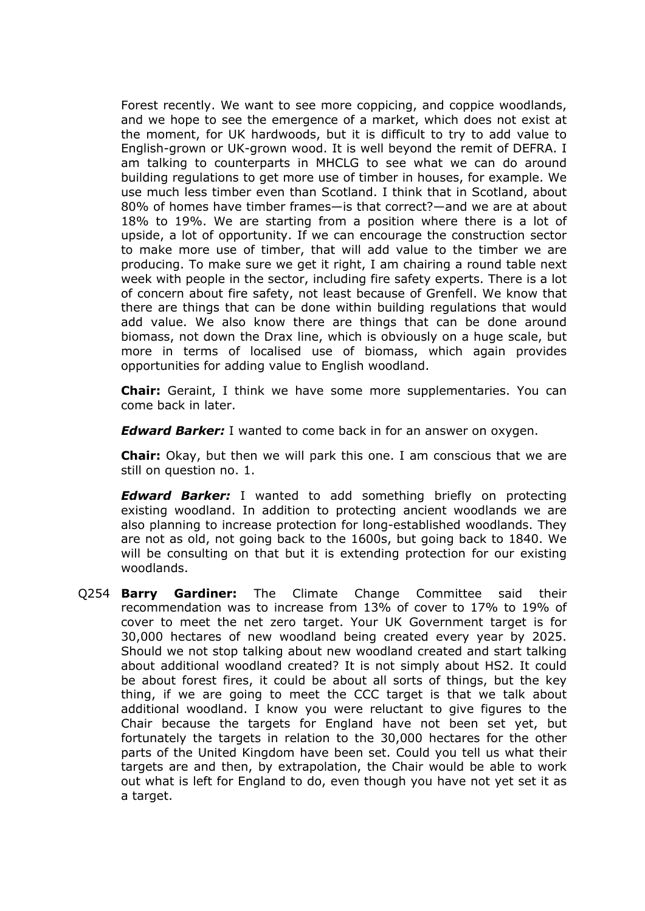Forest recently. We want to see more coppicing, and coppice woodlands, and we hope to see the emergence of a market, which does not exist at the moment, for UK hardwoods, but it is difficult to try to add value to English-grown or UK-grown wood. It is well beyond the remit of DEFRA. I am talking to counterparts in MHCLG to see what we can do around building regulations to get more use of timber in houses, for example. We use much less timber even than Scotland. I think that in Scotland, about 80% of homes have timber frames—is that correct?—and we are at about 18% to 19%. We are starting from a position where there is a lot of upside, a lot of opportunity. If we can encourage the construction sector to make more use of timber, that will add value to the timber we are producing. To make sure we get it right, I am chairing a round table next week with people in the sector, including fire safety experts. There is a lot of concern about fire safety, not least because of Grenfell. We know that there are things that can be done within building regulations that would add value. We also know there are things that can be done around biomass, not down the Drax line, which is obviously on a huge scale, but more in terms of localised use of biomass, which again provides opportunities for adding value to English woodland.

**Chair:** Geraint, I think we have some more supplementaries. You can come back in later.

***Edward Barker:*** I wanted to come back in for an answer on oxygen.

**Chair:** Okay, but then we will park this one. I am conscious that we are still on question no. 1.

***Edward Barker:*** I wanted to add something briefly on protecting existing woodland. In addition to protecting ancient woodlands we are also planning to increase protection for long-established woodlands. They are not as old, not going back to the 1600s, but going back to 1840. We will be consulting on that but it is extending protection for our existing woodlands.

Q254 **Barry Gardiner:** The Climate Change Committee said their recommendation was to increase from 13% of cover to 17% to 19% of cover to meet the net zero target. Your UK Government target is for 30,000 hectares of new woodland being created every year by 2025. Should we not stop talking about new woodland created and start talking about additional woodland created? It is not simply about HS2. It could be about forest fires, it could be about all sorts of things, but the key thing, if we are going to meet the CCC target is that we talk about additional woodland. I know you were reluctant to give figures to the Chair because the targets for England have not been set yet, but fortunately the targets in relation to the 30,000 hectares for the other parts of the United Kingdom have been set. Could you tell us what their targets are and then, by extrapolation, the Chair would be able to work out what is left for England to do, even though you have not yet set it as a target.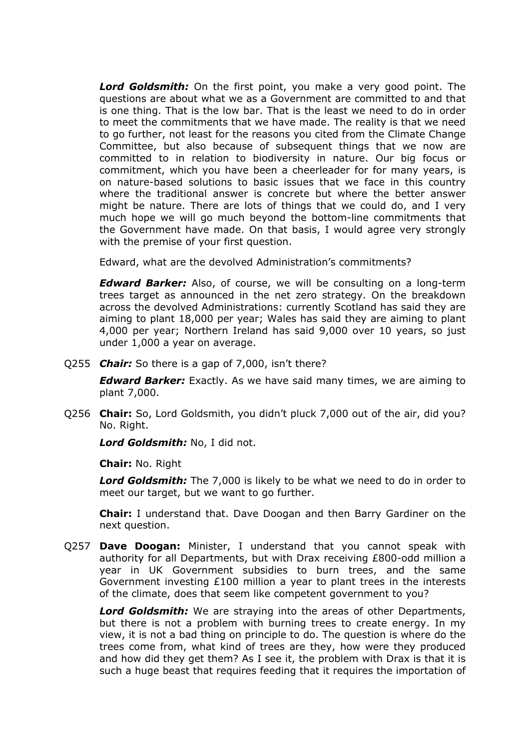***Lord Goldsmith:*** On the first point, you make a very good point. The questions are about what we as a Government are committed to and that is one thing. That is the low bar. That is the least we need to do in order to meet the commitments that we have made. The reality is that we need to go further, not least for the reasons you cited from the Climate Change Committee, but also because of subsequent things that we now are committed to in relation to biodiversity in nature. Our big focus or commitment, which you have been a cheerleader for for many years, is on nature-based solutions to basic issues that we face in this country where the traditional answer is concrete but where the better answer might be nature. There are lots of things that we could do, and I very much hope we will go much beyond the bottom-line commitments that the Government have made. On that basis, I would agree very strongly with the premise of your first question.

Edward, what are the devolved Administration's commitments?

***Edward Barker:*** Also, of course, we will be consulting on a long-term trees target as announced in the net zero strategy. On the breakdown across the devolved Administrations: currently Scotland has said they are aiming to plant 18,000 per year; Wales has said they are aiming to plant 4,000 per year; Northern Ireland has said 9,000 over 10 years, so just under 1,000 a year on average.

Q255 ***Chair:*** So there is a gap of 7,000, isn't there?

***Edward Barker:*** Exactly. As we have said many times, we are aiming to plant 7,000.

Q256 **Chair:** So, Lord Goldsmith, you didn't pluck 7,000 out of the air, did you? No. Right.

***Lord Goldsmith:*** No, I did not.

**Chair:** No. Right

***Lord Goldsmith:*** The 7,000 is likely to be what we need to do in order to meet our target, but we want to go further.

**Chair:** I understand that. Dave Doogan and then Barry Gardiner on the next question.

Q257 **Dave Doogan:** Minister, I understand that you cannot speak with authority for all Departments, but with Drax receiving £800-odd million a year in UK Government subsidies to burn trees, and the same Government investing £100 million a year to plant trees in the interests of the climate, does that seem like competent government to you?

***Lord Goldsmith:*** We are straying into the areas of other Departments, but there is not a problem with burning trees to create energy. In my view, it is not a bad thing on principle to do. The question is where do the trees come from, what kind of trees are they, how were they produced and how did they get them? As I see it, the problem with Drax is that it is such a huge beast that requires feeding that it requires the importation of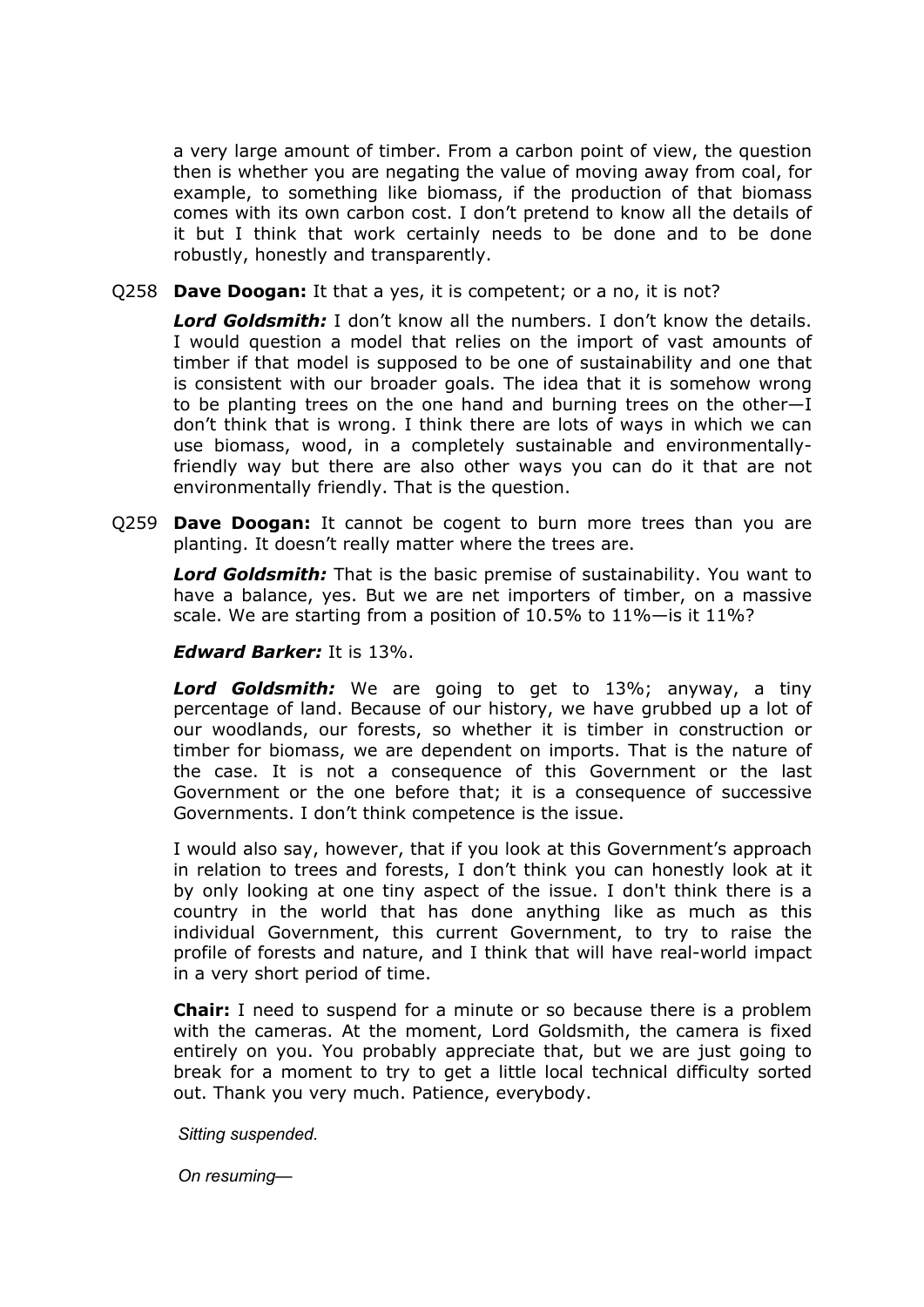a very large amount of timber. From a carbon point of view, the question then is whether you are negating the value of moving away from coal, for example, to something like biomass, if the production of that biomass comes with its own carbon cost. I don't pretend to know all the details of it but I think that work certainly needs to be done and to be done robustly, honestly and transparently.

Q258 **Dave Doogan:** It that a yes, it is competent; or a no, it is not?

***Lord Goldsmith:*** I don't know all the numbers. I don't know the details. I would question a model that relies on the import of vast amounts of timber if that model is supposed to be one of sustainability and one that is consistent with our broader goals. The idea that it is somehow wrong to be planting trees on the one hand and burning trees on the other—I don't think that is wrong. I think there are lots of ways in which we can use biomass, wood, in a completely sustainable and environmentally-friendly way but there are also other ways you can do it that are not environmentally friendly. That is the question.

Q259 **Dave Doogan:** It cannot be cogent to burn more trees than you are planting. It doesn't really matter where the trees are.

***Lord Goldsmith:*** That is the basic premise of sustainability. You want to have a balance, yes. But we are net importers of timber, on a massive scale. We are starting from a position of 10.5% to 11%—is it 11%?

***Edward Barker:*** It is 13%.

***Lord Goldsmith:*** We are going to get to 13%; anyway, a tiny percentage of land. Because of our history, we have grubbed up a lot of our woodlands, our forests, so whether it is timber in construction or timber for biomass, we are dependent on imports. That is the nature of the case. It is not a consequence of this Government or the last Government or the one before that; it is a consequence of successive Governments. I don't think competence is the issue.

I would also say, however, that if you look at this Government's approach in relation to trees and forests, I don't think you can honestly look at it by only looking at one tiny aspect of the issue. I don't think there is a country in the world that has done anything like as much as this individual Government, this current Government, to try to raise the profile of forests and nature, and I think that will have real-world impact in a very short period of time.

**Chair:** I need to suspend for a minute or so because there is a problem with the cameras. At the moment, Lord Goldsmith, the camera is fixed entirely on you. You probably appreciate that, but we are just going to break for a moment to try to get a little local technical difficulty sorted out. Thank you very much. Patience, everybody.

*Sitting suspended.*

*On resuming—*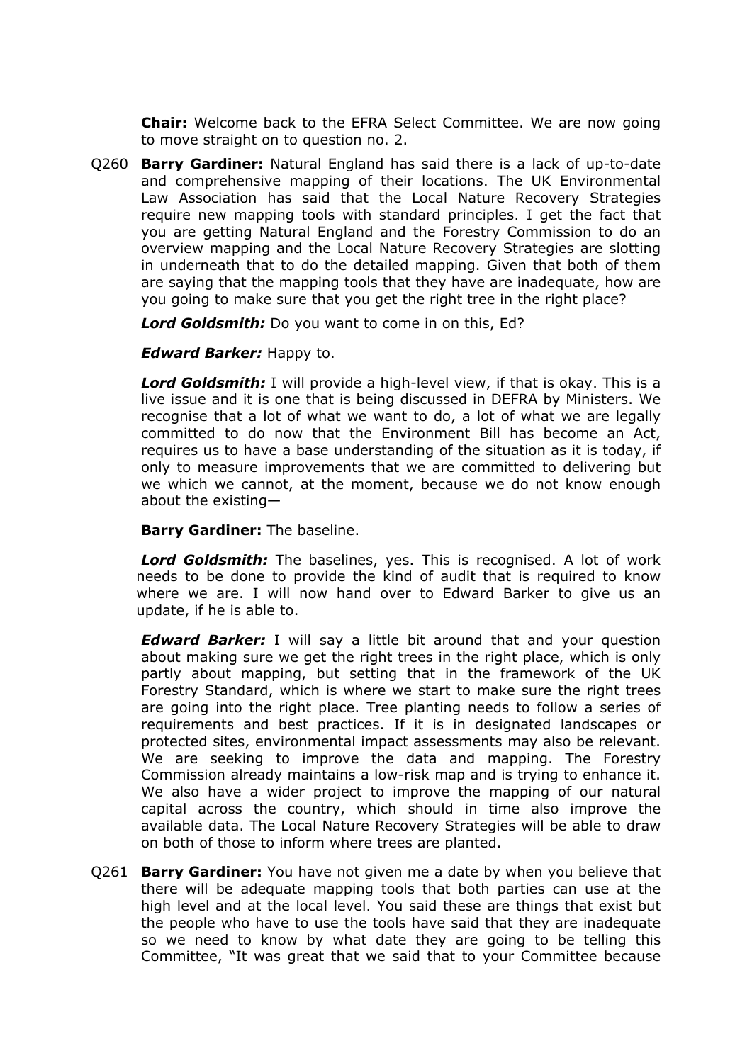**Chair:** Welcome back to the EFRA Select Committee. We are now going to move straight on to question no. 2.

Q260 **Barry Gardiner:** Natural England has said there is a lack of up-to-date and comprehensive mapping of their locations. The UK Environmental Law Association has said that the Local Nature Recovery Strategies require new mapping tools with standard principles. I get the fact that you are getting Natural England and the Forestry Commission to do an overview mapping and the Local Nature Recovery Strategies are slotting in underneath that to do the detailed mapping. Given that both of them are saying that the mapping tools that they have are inadequate, how are you going to make sure that you get the right tree in the right place?

***Lord Goldsmith:*** Do you want to come in on this, Ed?

***Edward Barker:*** Happy to.

***Lord Goldsmith:*** I will provide a high-level view, if that is okay. This is a live issue and it is one that is being discussed in DEFRA by Ministers. We recognise that a lot of what we want to do, a lot of what we are legally committed to do now that the Environment Bill has become an Act, requires us to have a base understanding of the situation as it is today, if only to measure improvements that we are committed to delivering but we which we cannot, at the moment, because we do not know enough about the existing—

**Barry Gardiner:** The baseline.

***Lord Goldsmith:*** The baselines, yes. This is recognised. A lot of work needs to be done to provide the kind of audit that is required to know where we are. I will now hand over to Edward Barker to give us an update, if he is able to.

***Edward Barker:*** I will say a little bit around that and your question about making sure we get the right trees in the right place, which is only partly about mapping, but setting that in the framework of the UK Forestry Standard, which is where we start to make sure the right trees are going into the right place. Tree planting needs to follow a series of requirements and best practices. If it is in designated landscapes or protected sites, environmental impact assessments may also be relevant. We are seeking to improve the data and mapping. The Forestry Commission already maintains a low-risk map and is trying to enhance it. We also have a wider project to improve the mapping of our natural capital across the country, which should in time also improve the available data. The Local Nature Recovery Strategies will be able to draw on both of those to inform where trees are planted.

Q261 **Barry Gardiner:** You have not given me a date by when you believe that there will be adequate mapping tools that both parties can use at the high level and at the local level. You said these are things that exist but the people who have to use the tools have said that they are inadequate so we need to know by what date they are going to be telling this Committee, "It was great that we said that to your Committee because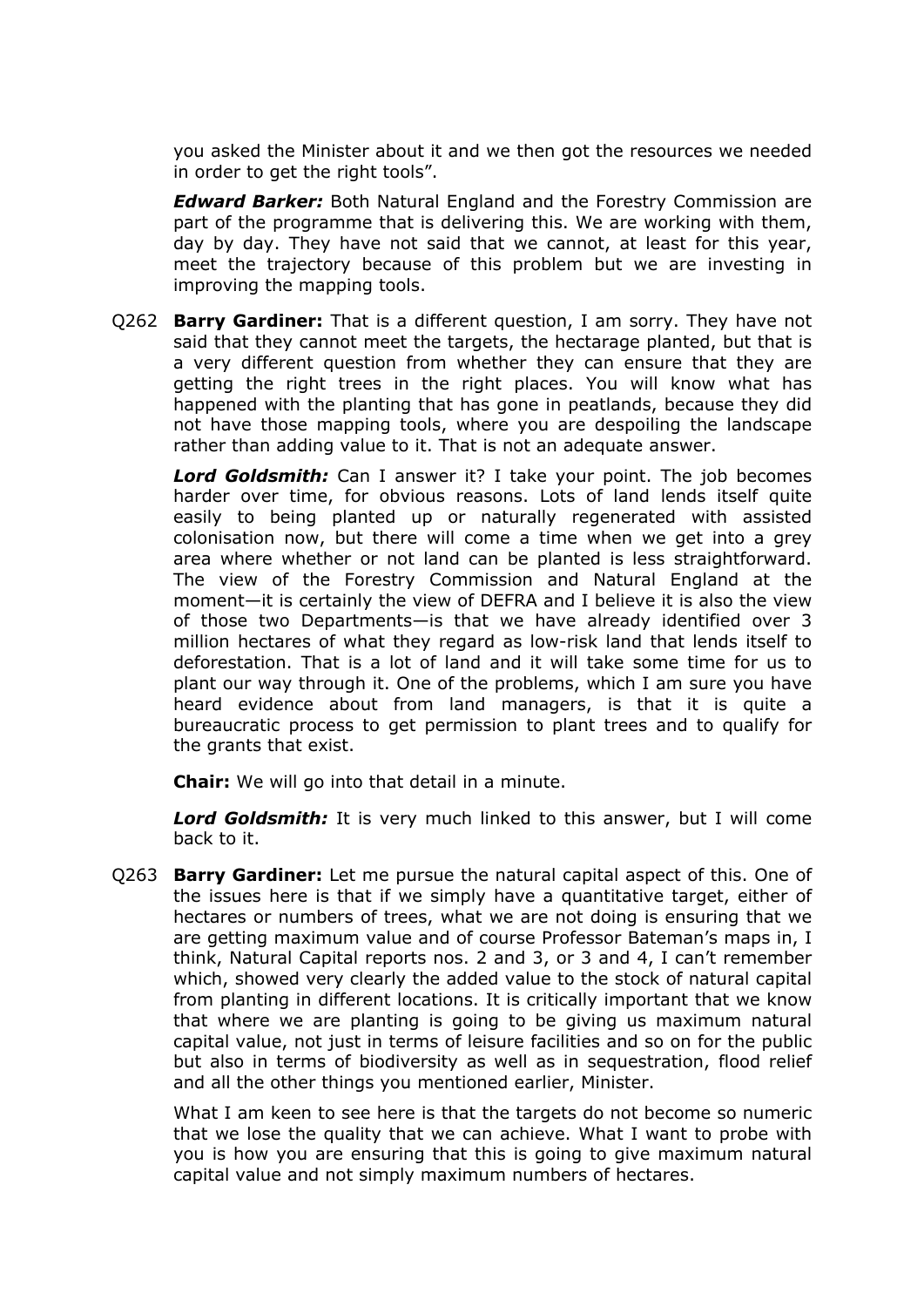you asked the Minister about it and we then got the resources we needed in order to get the right tools".

***Edward Barker:*** Both Natural England and the Forestry Commission are part of the programme that is delivering this. We are working with them, day by day. They have not said that we cannot, at least for this year, meet the trajectory because of this problem but we are investing in improving the mapping tools.

Q262 **Barry Gardiner:** That is a different question, I am sorry. They have not said that they cannot meet the targets, the hectarage planted, but that is a very different question from whether they can ensure that they are getting the right trees in the right places. You will know what has happened with the planting that has gone in peatlands, because they did not have those mapping tools, where you are despoiling the landscape rather than adding value to it. That is not an adequate answer.

***Lord Goldsmith:*** Can I answer it? I take your point. The job becomes harder over time, for obvious reasons. Lots of land lends itself quite easily to being planted up or naturally regenerated with assisted colonisation now, but there will come a time when we get into a grey area where whether or not land can be planted is less straightforward. The view of the Forestry Commission and Natural England at the moment—it is certainly the view of DEFRA and I believe it is also the view of those two Departments—is that we have already identified over 3 million hectares of what they regard as low-risk land that lends itself to deforestation. That is a lot of land and it will take some time for us to plant our way through it. One of the problems, which I am sure you have heard evidence about from land managers, is that it is quite a bureaucratic process to get permission to plant trees and to qualify for the grants that exist.

**Chair:** We will go into that detail in a minute.

***Lord Goldsmith:*** It is very much linked to this answer, but I will come back to it.

Q263 **Barry Gardiner:** Let me pursue the natural capital aspect of this. One of the issues here is that if we simply have a quantitative target, either of hectares or numbers of trees, what we are not doing is ensuring that we are getting maximum value and of course Professor Bateman's maps in, I think, Natural Capital reports nos. 2 and 3, or 3 and 4, I can't remember which, showed very clearly the added value to the stock of natural capital from planting in different locations. It is critically important that we know that where we are planting is going to be giving us maximum natural capital value, not just in terms of leisure facilities and so on for the public but also in terms of biodiversity as well as in sequestration, flood relief and all the other things you mentioned earlier, Minister.

What I am keen to see here is that the targets do not become so numeric that we lose the quality that we can achieve. What I want to probe with you is how you are ensuring that this is going to give maximum natural capital value and not simply maximum numbers of hectares.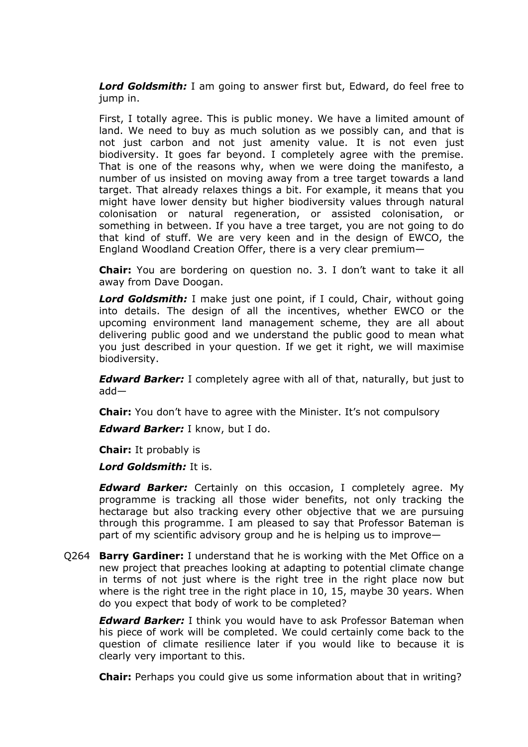***Lord Goldsmith:*** I am going to answer first but, Edward, do feel free to jump in.

First, I totally agree. This is public money. We have a limited amount of land. We need to buy as much solution as we possibly can, and that is not just carbon and not just amenity value. It is not even just biodiversity. It goes far beyond. I completely agree with the premise. That is one of the reasons why, when we were doing the manifesto, a number of us insisted on moving away from a tree target towards a land target. That already relaxes things a bit. For example, it means that you might have lower density but higher biodiversity values through natural colonisation or natural regeneration, or assisted colonisation, or something in between. If you have a tree target, you are not going to do that kind of stuff. We are very keen and in the design of EWCO, the England Woodland Creation Offer, there is a very clear premium—

**Chair:** You are bordering on question no. 3. I don't want to take it all away from Dave Doogan.

***Lord Goldsmith:*** I make just one point, if I could, Chair, without going into details. The design of all the incentives, whether EWCO or the upcoming environment land management scheme, they are all about delivering public good and we understand the public good to mean what you just described in your question. If we get it right, we will maximise biodiversity.

***Edward Barker:*** I completely agree with all of that, naturally, but just to add—

**Chair:** You don't have to agree with the Minister. It's not compulsory

***Edward Barker:*** I know, but I do.

**Chair:** It probably is

***Lord Goldsmith:*** It is.

***Edward Barker:*** Certainly on this occasion, I completely agree. My programme is tracking all those wider benefits, not only tracking the hectarage but also tracking every other objective that we are pursuing through this programme. I am pleased to say that Professor Bateman is part of my scientific advisory group and he is helping us to improve—

Q264 **Barry Gardiner:** I understand that he is working with the Met Office on a new project that preaches looking at adapting to potential climate change in terms of not just where is the right tree in the right place now but where is the right tree in the right place in 10, 15, maybe 30 years. When do you expect that body of work to be completed?

***Edward Barker:*** I think you would have to ask Professor Bateman when his piece of work will be completed. We could certainly come back to the question of climate resilience later if you would like to because it is clearly very important to this.

**Chair:** Perhaps you could give us some information about that in writing?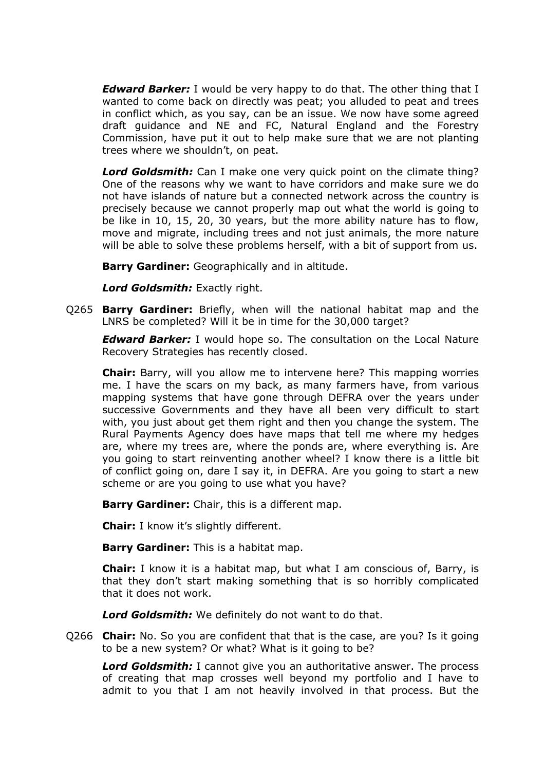***Edward Barker:*** I would be very happy to do that. The other thing that I wanted to come back on directly was peat; you alluded to peat and trees in conflict which, as you say, can be an issue. We now have some agreed draft guidance and NE and FC, Natural England and the Forestry Commission, have put it out to help make sure that we are not planting trees where we shouldn't, on peat.

***Lord Goldsmith:*** Can I make one very quick point on the climate thing? One of the reasons why we want to have corridors and make sure we do not have islands of nature but a connected network across the country is precisely because we cannot properly map out what the world is going to be like in 10, 15, 20, 30 years, but the more ability nature has to flow, move and migrate, including trees and not just animals, the more nature will be able to solve these problems herself, with a bit of support from us.

**Barry Gardiner:** Geographically and in altitude.

***Lord Goldsmith:*** Exactly right.

Q265 **Barry Gardiner:** Briefly, when will the national habitat map and the LNRS be completed? Will it be in time for the 30,000 target?

***Edward Barker:*** I would hope so. The consultation on the Local Nature Recovery Strategies has recently closed.

**Chair:** Barry, will you allow me to intervene here? This mapping worries me. I have the scars on my back, as many farmers have, from various mapping systems that have gone through DEFRA over the years under successive Governments and they have all been very difficult to start with, you just about get them right and then you change the system. The Rural Payments Agency does have maps that tell me where my hedges are, where my trees are, where the ponds are, where everything is. Are you going to start reinventing another wheel? I know there is a little bit of conflict going on, dare I say it, in DEFRA. Are you going to start a new scheme or are you going to use what you have?

**Barry Gardiner:** Chair, this is a different map.

**Chair:** I know it's slightly different.

**Barry Gardiner:** This is a habitat map.

**Chair:** I know it is a habitat map, but what I am conscious of, Barry, is that they don't start making something that is so horribly complicated that it does not work.

***Lord Goldsmith:*** We definitely do not want to do that.

Q266 **Chair:** No. So you are confident that that is the case, are you? Is it going to be a new system? Or what? What is it going to be?

***Lord Goldsmith:*** I cannot give you an authoritative answer. The process of creating that map crosses well beyond my portfolio and I have to admit to you that I am not heavily involved in that process. But the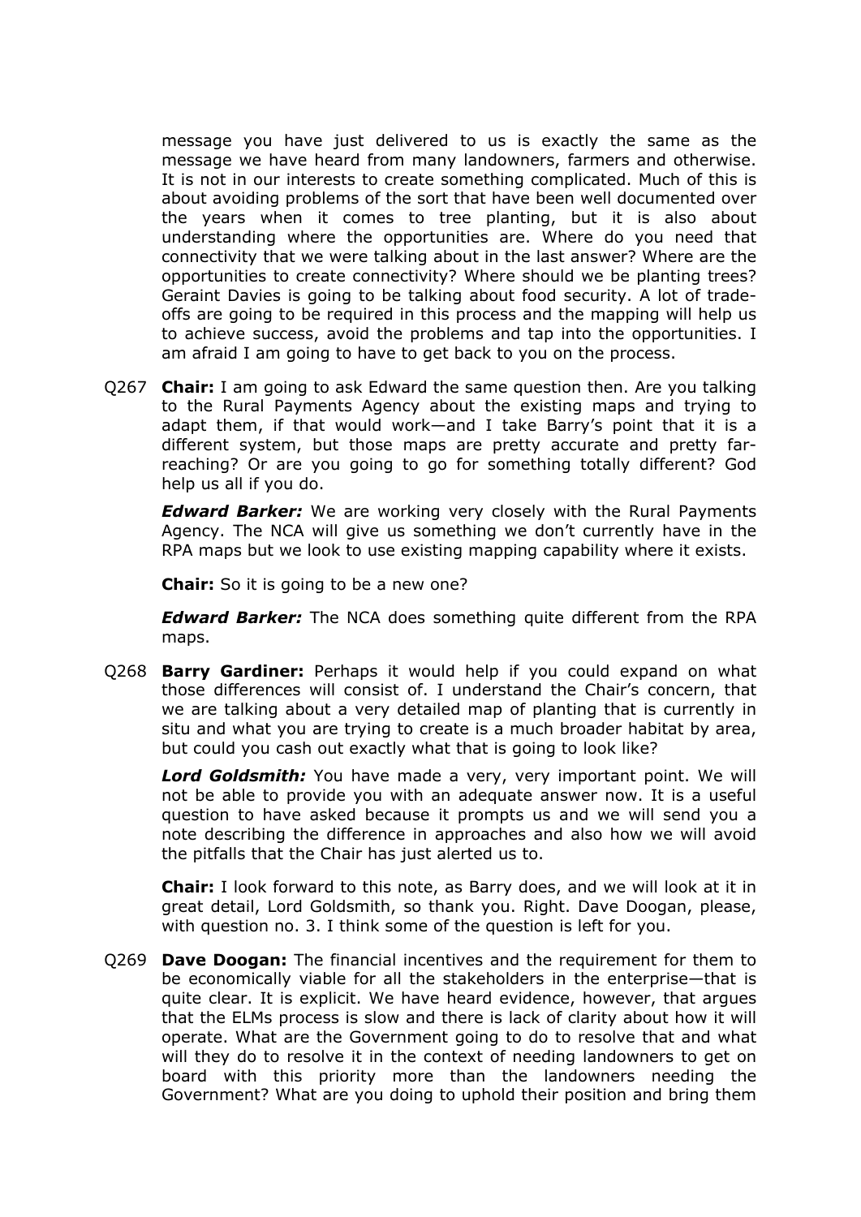message you have just delivered to us is exactly the same as the message we have heard from many landowners, farmers and otherwise. It is not in our interests to create something complicated. Much of this is about avoiding problems of the sort that have been well documented over the years when it comes to tree planting, but it is also about understanding where the opportunities are. Where do you need that connectivity that we were talking about in the last answer? Where are the opportunities to create connectivity? Where should we be planting trees? Geraint Davies is going to be talking about food security. A lot of trade-offs are going to be required in this process and the mapping will help us to achieve success, avoid the problems and tap into the opportunities. I am afraid I am going to have to get back to you on the process.

Q267 **Chair:** I am going to ask Edward the same question then. Are you talking to the Rural Payments Agency about the existing maps and trying to adapt them, if that would work—and I take Barry's point that it is a different system, but those maps are pretty accurate and pretty far-reaching? Or are you going to go for something totally different? God help us all if you do.

***Edward Barker:*** We are working very closely with the Rural Payments Agency. The NCA will give us something we don't currently have in the RPA maps but we look to use existing mapping capability where it exists.

**Chair:** So it is going to be a new one?

***Edward Barker:*** The NCA does something quite different from the RPA maps.

Q268 **Barry Gardiner:** Perhaps it would help if you could expand on what those differences will consist of. I understand the Chair's concern, that we are talking about a very detailed map of planting that is currently in situ and what you are trying to create is a much broader habitat by area, but could you cash out exactly what that is going to look like?

***Lord Goldsmith:*** You have made a very, very important point. We will not be able to provide you with an adequate answer now. It is a useful question to have asked because it prompts us and we will send you a note describing the difference in approaches and also how we will avoid the pitfalls that the Chair has just alerted us to.

**Chair:** I look forward to this note, as Barry does, and we will look at it in great detail, Lord Goldsmith, so thank you. Right. Dave Doogan, please, with question no. 3. I think some of the question is left for you.

Q269 **Dave Doogan:** The financial incentives and the requirement for them to be economically viable for all the stakeholders in the enterprise—that is quite clear. It is explicit. We have heard evidence, however, that argues that the ELMs process is slow and there is lack of clarity about how it will operate. What are the Government going to do to resolve that and what will they do to resolve it in the context of needing landowners to get on board with this priority more than the landowners needing the Government? What are you doing to uphold their position and bring them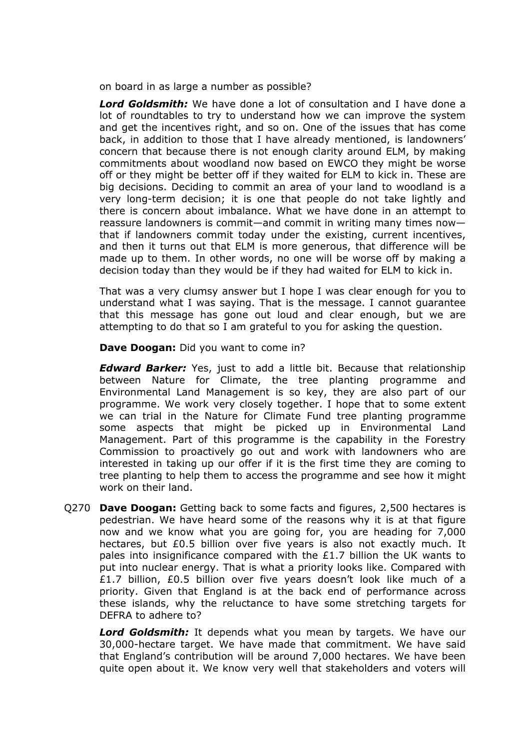on board in as large a number as possible?

***Lord Goldsmith:*** We have done a lot of consultation and I have done a lot of roundtables to try to understand how we can improve the system and get the incentives right, and so on. One of the issues that has come back, in addition to those that I have already mentioned, is landowners' concern that because there is not enough clarity around ELM, by making commitments about woodland now based on EWCO they might be worse off or they might be better off if they waited for ELM to kick in. These are big decisions. Deciding to commit an area of your land to woodland is a very long-term decision; it is one that people do not take lightly and there is concern about imbalance. What we have done in an attempt to reassure landowners is commit—and commit in writing many times now—that if landowners commit today under the existing, current incentives, and then it turns out that ELM is more generous, that difference will be made up to them. In other words, no one will be worse off by making a decision today than they would be if they had waited for ELM to kick in.

That was a very clumsy answer but I hope I was clear enough for you to understand what I was saying. That is the message. I cannot guarantee that this message has gone out loud and clear enough, but we are attempting to do that so I am grateful to you for asking the question.

**Dave Doogan:** Did you want to come in?

***Edward Barker:*** Yes, just to add a little bit. Because that relationship between Nature for Climate, the tree planting programme and Environmental Land Management is so key, they are also part of our programme. We work very closely together. I hope that to some extent we can trial in the Nature for Climate Fund tree planting programme some aspects that might be picked up in Environmental Land Management. Part of this programme is the capability in the Forestry Commission to proactively go out and work with landowners who are interested in taking up our offer if it is the first time they are coming to tree planting to help them to access the programme and see how it might work on their land.

Q270 **Dave Doogan:** Getting back to some facts and figures, 2,500 hectares is pedestrian. We have heard some of the reasons why it is at that figure now and we know what you are going for, you are heading for 7,000 hectares, but £0.5 billion over five years is also not exactly much. It pales into insignificance compared with the £1.7 billion the UK wants to put into nuclear energy. That is what a priority looks like. Compared with £1.7 billion, £0.5 billion over five years doesn't look like much of a priority. Given that England is at the back end of performance across these islands, why the reluctance to have some stretching targets for DEFRA to adhere to?

***Lord Goldsmith:*** It depends what you mean by targets. We have our 30,000-hectare target. We have made that commitment. We have said that England's contribution will be around 7,000 hectares. We have been quite open about it. We know very well that stakeholders and voters will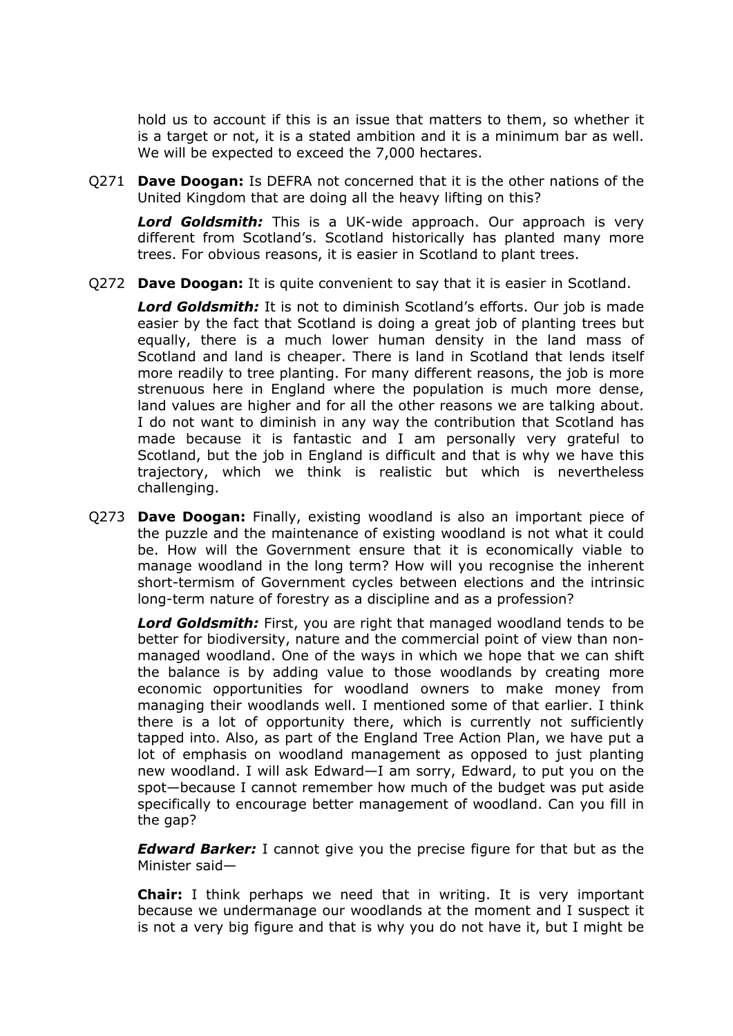hold us to account if this is an issue that matters to them, so whether it is a target or not, it is a stated ambition and it is a minimum bar as well. We will be expected to exceed the 7,000 hectares.

Q271 **Dave Doogan:** Is DEFRA not concerned that it is the other nations of the United Kingdom that are doing all the heavy lifting on this?

***Lord Goldsmith:*** This is a UK-wide approach. Our approach is very different from Scotland's. Scotland historically has planted many more trees. For obvious reasons, it is easier in Scotland to plant trees.

Q272 **Dave Doogan:** It is quite convenient to say that it is easier in Scotland.

***Lord Goldsmith:*** It is not to diminish Scotland's efforts. Our job is made easier by the fact that Scotland is doing a great job of planting trees but equally, there is a much lower human density in the land mass of Scotland and land is cheaper. There is land in Scotland that lends itself more readily to tree planting. For many different reasons, the job is more strenuous here in England where the population is much more dense, land values are higher and for all the other reasons we are talking about. I do not want to diminish in any way the contribution that Scotland has made because it is fantastic and I am personally very grateful to Scotland, but the job in England is difficult and that is why we have this trajectory, which we think is realistic but which is nevertheless challenging.

Q273 **Dave Doogan:** Finally, existing woodland is also an important piece of the puzzle and the maintenance of existing woodland is not what it could be. How will the Government ensure that it is economically viable to manage woodland in the long term? How will you recognise the inherent short-termism of Government cycles between elections and the intrinsic long-term nature of forestry as a discipline and as a profession?

***Lord Goldsmith:*** First, you are right that managed woodland tends to be better for biodiversity, nature and the commercial point of view than non-managed woodland. One of the ways in which we hope that we can shift the balance is by adding value to those woodlands by creating more economic opportunities for woodland owners to make money from managing their woodlands well. I mentioned some of that earlier. I think there is a lot of opportunity there, which is currently not sufficiently tapped into. Also, as part of the England Tree Action Plan, we have put a lot of emphasis on woodland management as opposed to just planting new woodland. I will ask Edward—I am sorry, Edward, to put you on the spot—because I cannot remember how much of the budget was put aside specifically to encourage better management of woodland. Can you fill in the gap?

***Edward Barker:*** I cannot give you the precise figure for that but as the Minister said—

**Chair:** I think perhaps we need that in writing. It is very important because we undermanage our woodlands at the moment and I suspect it is not a very big figure and that is why you do not have it, but I might be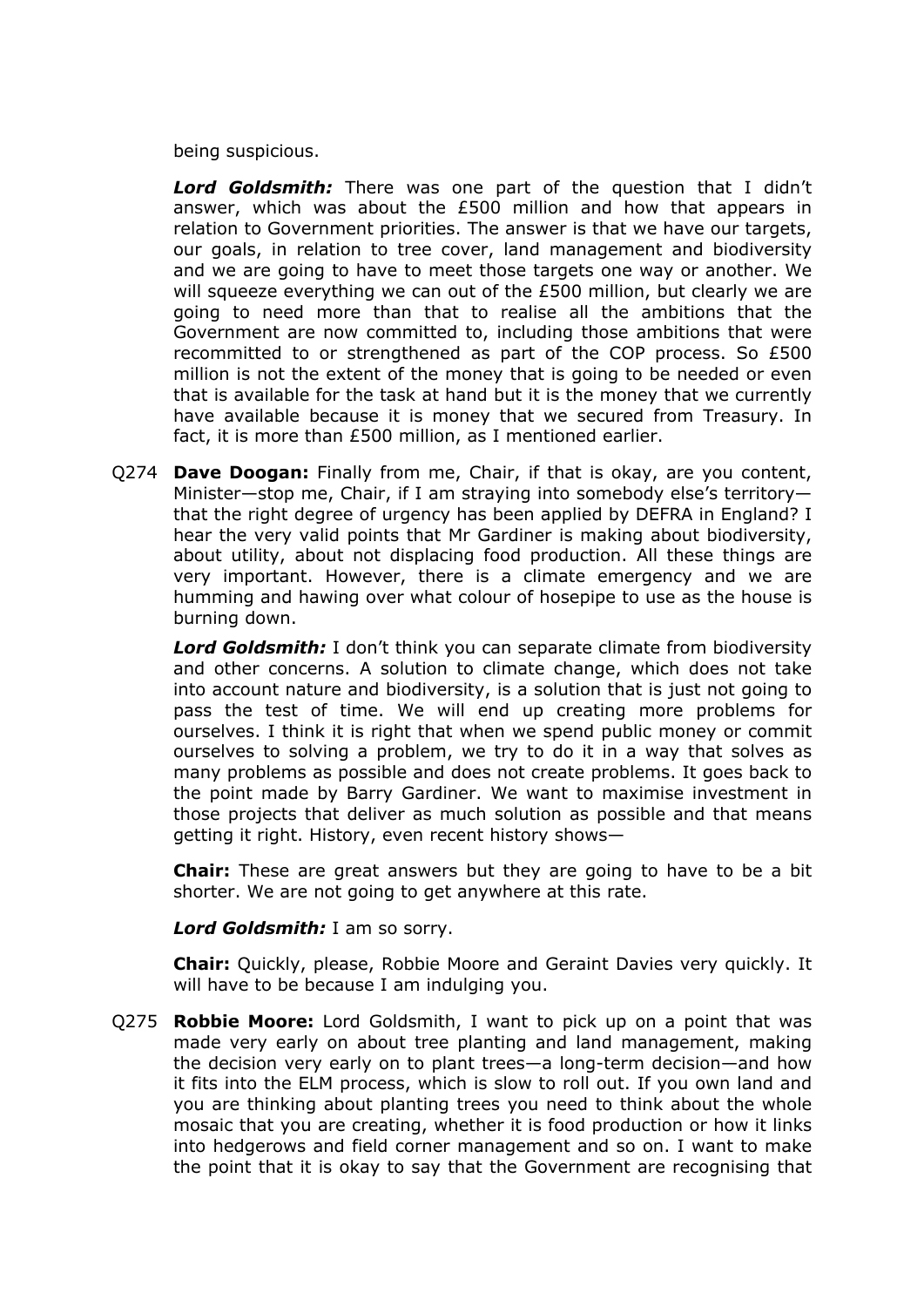being suspicious.

***Lord Goldsmith:*** There was one part of the question that I didn't answer, which was about the £500 million and how that appears in relation to Government priorities. The answer is that we have our targets, our goals, in relation to tree cover, land management and biodiversity and we are going to have to meet those targets one way or another. We will squeeze everything we can out of the £500 million, but clearly we are going to need more than that to realise all the ambitions that the Government are now committed to, including those ambitions that were recommitted to or strengthened as part of the COP process. So £500 million is not the extent of the money that is going to be needed or even that is available for the task at hand but it is the money that we currently have available because it is money that we secured from Treasury. In fact, it is more than £500 million, as I mentioned earlier.

Q274 **Dave Doogan:** Finally from me, Chair, if that is okay, are you content, Minister—stop me, Chair, if I am straying into somebody else's territory—that the right degree of urgency has been applied by DEFRA in England? I hear the very valid points that Mr Gardiner is making about biodiversity, about utility, about not displacing food production. All these things are very important. However, there is a climate emergency and we are humming and hawing over what colour of hosepipe to use as the house is burning down.

***Lord Goldsmith:*** I don't think you can separate climate from biodiversity and other concerns. A solution to climate change, which does not take into account nature and biodiversity, is a solution that is just not going to pass the test of time. We will end up creating more problems for ourselves. I think it is right that when we spend public money or commit ourselves to solving a problem, we try to do it in a way that solves as many problems as possible and does not create problems. It goes back to the point made by Barry Gardiner. We want to maximise investment in those projects that deliver as much solution as possible and that means getting it right. History, even recent history shows—

**Chair:** These are great answers but they are going to have to be a bit shorter. We are not going to get anywhere at this rate.

***Lord Goldsmith:*** I am so sorry.

**Chair:** Quickly, please, Robbie Moore and Geraint Davies very quickly. It will have to be because I am indulging you.

Q275 **Robbie Moore:** Lord Goldsmith, I want to pick up on a point that was made very early on about tree planting and land management, making the decision very early on to plant trees—a long-term decision—and how it fits into the ELM process, which is slow to roll out. If you own land and you are thinking about planting trees you need to think about the whole mosaic that you are creating, whether it is food production or how it links into hedgerows and field corner management and so on. I want to make the point that it is okay to say that the Government are recognising that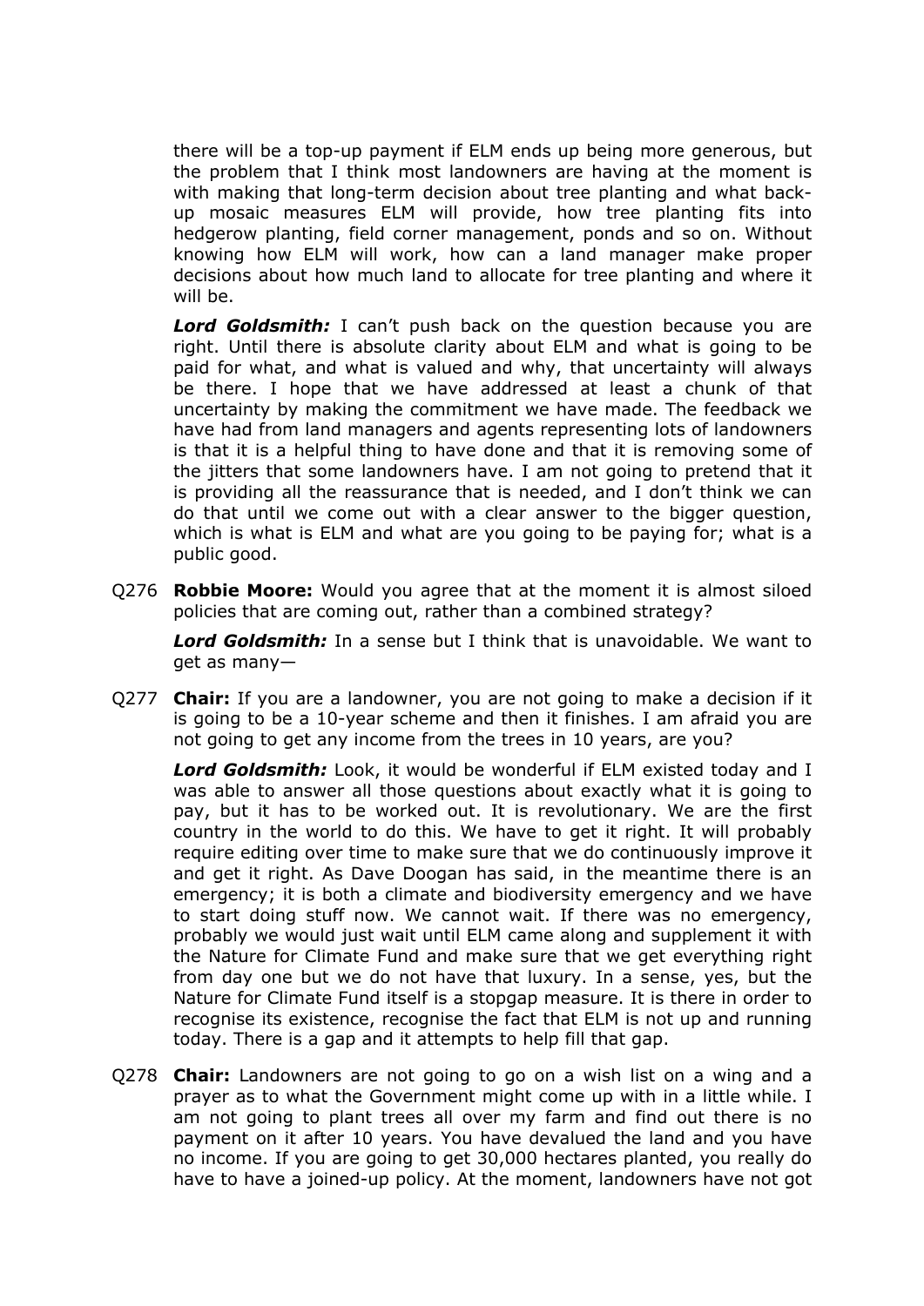there will be a top-up payment if ELM ends up being more generous, but the problem that I think most landowners are having at the moment is with making that long-term decision about tree planting and what back-up mosaic measures ELM will provide, how tree planting fits into hedgerow planting, field corner management, ponds and so on. Without knowing how ELM will work, how can a land manager make proper decisions about how much land to allocate for tree planting and where it will be.

***Lord Goldsmith:*** I can't push back on the question because you are right. Until there is absolute clarity about ELM and what is going to be paid for what, and what is valued and why, that uncertainty will always be there. I hope that we have addressed at least a chunk of that uncertainty by making the commitment we have made. The feedback we have had from land managers and agents representing lots of landowners is that it is a helpful thing to have done and that it is removing some of the jitters that some landowners have. I am not going to pretend that it is providing all the reassurance that is needed, and I don't think we can do that until we come out with a clear answer to the bigger question, which is what is ELM and what are you going to be paying for; what is a public good.

Q276 **Robbie Moore:** Would you agree that at the moment it is almost siloed policies that are coming out, rather than a combined strategy?

***Lord Goldsmith:*** In a sense but I think that is unavoidable. We want to get as many—

Q277 **Chair:** If you are a landowner, you are not going to make a decision if it is going to be a 10-year scheme and then it finishes. I am afraid you are not going to get any income from the trees in 10 years, are you?

***Lord Goldsmith:*** Look, it would be wonderful if ELM existed today and I was able to answer all those questions about exactly what it is going to pay, but it has to be worked out. It is revolutionary. We are the first country in the world to do this. We have to get it right. It will probably require editing over time to make sure that we do continuously improve it and get it right. As Dave Doogan has said, in the meantime there is an emergency; it is both a climate and biodiversity emergency and we have to start doing stuff now. We cannot wait. If there was no emergency, probably we would just wait until ELM came along and supplement it with the Nature for Climate Fund and make sure that we get everything right from day one but we do not have that luxury. In a sense, yes, but the Nature for Climate Fund itself is a stopgap measure. It is there in order to recognise its existence, recognise the fact that ELM is not up and running today. There is a gap and it attempts to help fill that gap.

Q278 **Chair:** Landowners are not going to go on a wish list on a wing and a prayer as to what the Government might come up with in a little while. I am not going to plant trees all over my farm and find out there is no payment on it after 10 years. You have devalued the land and you have no income. If you are going to get 30,000 hectares planted, you really do have to have a joined-up policy. At the moment, landowners have not got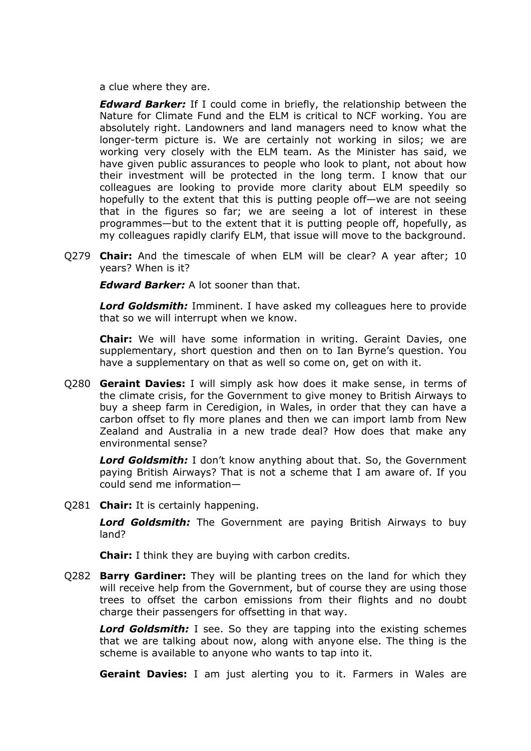a clue where they are.

***Edward Barker:*** If I could come in briefly, the relationship between the Nature for Climate Fund and the ELM is critical to NCF working. You are absolutely right. Landowners and land managers need to know what the longer-term picture is. We are certainly not working in silos; we are working very closely with the ELM team. As the Minister has said, we have given public assurances to people who look to plant, not about how their investment will be protected in the long term. I know that our colleagues are looking to provide more clarity about ELM speedily so hopefully to the extent that this is putting people off—we are not seeing that in the figures so far; we are seeing a lot of interest in these programmes—but to the extent that it is putting people off, hopefully, as my colleagues rapidly clarify ELM, that issue will move to the background.

Q279 **Chair:** And the timescale of when ELM will be clear? A year after; 10 years? When is it?

***Edward Barker:*** A lot sooner than that.

***Lord Goldsmith:*** Imminent. I have asked my colleagues here to provide that so we will interrupt when we know.

**Chair:** We will have some information in writing. Geraint Davies, one supplementary, short question and then on to Ian Byrne's question. You have a supplementary on that as well so come on, get on with it.

Q280 **Geraint Davies:** I will simply ask how does it make sense, in terms of the climate crisis, for the Government to give money to British Airways to buy a sheep farm in Ceredigion, in Wales, in order that they can have a carbon offset to fly more planes and then we can import lamb from New Zealand and Australia in a new trade deal? How does that make any environmental sense?

***Lord Goldsmith:*** I don't know anything about that. So, the Government paying British Airways? That is not a scheme that I am aware of. If you could send me information—

Q281 **Chair:** It is certainly happening.

***Lord Goldsmith:*** The Government are paying British Airways to buy land?

**Chair:** I think they are buying with carbon credits.

Q282 **Barry Gardiner:** They will be planting trees on the land for which they will receive help from the Government, but of course they are using those trees to offset the carbon emissions from their flights and no doubt charge their passengers for offsetting in that way.

***Lord Goldsmith:*** I see. So they are tapping into the existing schemes that we are talking about now, along with anyone else. The thing is the scheme is available to anyone who wants to tap into it.

**Geraint Davies:** I am just alerting you to it. Farmers in Wales are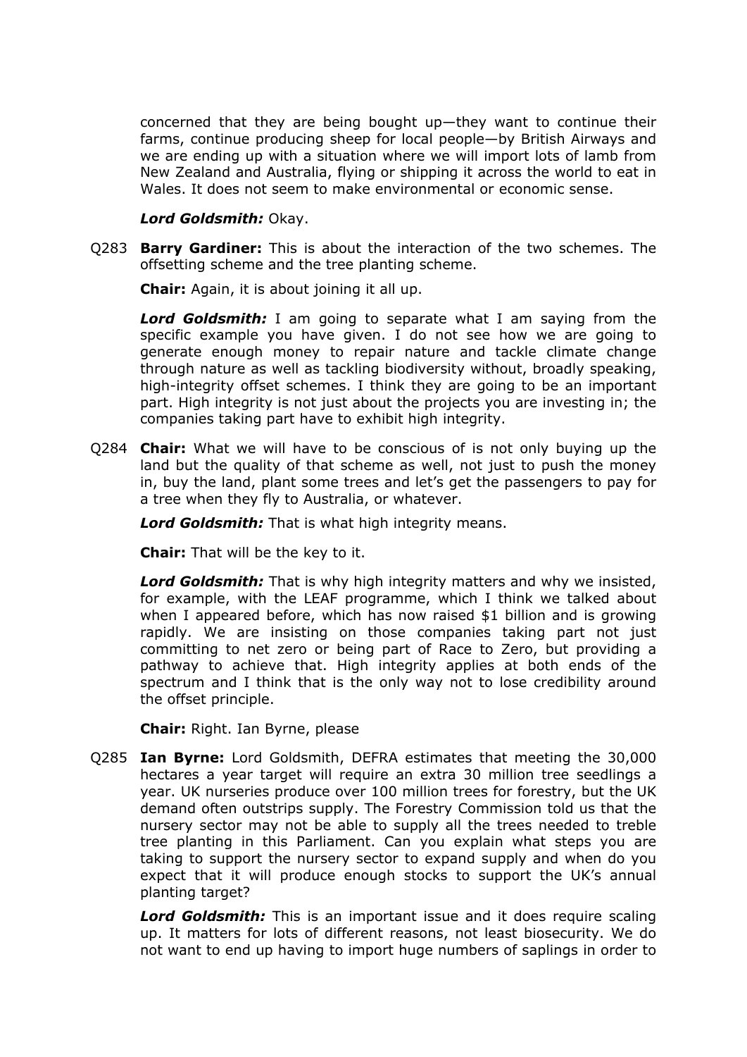concerned that they are being bought up—they want to continue their farms, continue producing sheep for local people—by British Airways and we are ending up with a situation where we will import lots of lamb from New Zealand and Australia, flying or shipping it across the world to eat in Wales. It does not seem to make environmental or economic sense.

***Lord Goldsmith:*** Okay.

Q283 **Barry Gardiner:** This is about the interaction of the two schemes. The offsetting scheme and the tree planting scheme.

**Chair:** Again, it is about joining it all up.

***Lord Goldsmith:*** I am going to separate what I am saying from the specific example you have given. I do not see how we are going to generate enough money to repair nature and tackle climate change through nature as well as tackling biodiversity without, broadly speaking, high-integrity offset schemes. I think they are going to be an important part. High integrity is not just about the projects you are investing in; the companies taking part have to exhibit high integrity.

Q284 **Chair:** What we will have to be conscious of is not only buying up the land but the quality of that scheme as well, not just to push the money in, buy the land, plant some trees and let's get the passengers to pay for a tree when they fly to Australia, or whatever.

***Lord Goldsmith:*** That is what high integrity means.

**Chair:** That will be the key to it.

***Lord Goldsmith:*** That is why high integrity matters and why we insisted, for example, with the LEAF programme, which I think we talked about when I appeared before, which has now raised $1 billion and is growing rapidly. We are insisting on those companies taking part not just committing to net zero or being part of Race to Zero, but providing a pathway to achieve that. High integrity applies at both ends of the spectrum and I think that is the only way not to lose credibility around the offset principle.

**Chair:** Right. Ian Byrne, please

Q285 **Ian Byrne:** Lord Goldsmith, DEFRA estimates that meeting the 30,000 hectares a year target will require an extra 30 million tree seedlings a year. UK nurseries produce over 100 million trees for forestry, but the UK demand often outstrips supply. The Forestry Commission told us that the nursery sector may not be able to supply all the trees needed to treble tree planting in this Parliament. Can you explain what steps you are taking to support the nursery sector to expand supply and when do you expect that it will produce enough stocks to support the UK's annual planting target?

***Lord Goldsmith:*** This is an important issue and it does require scaling up. It matters for lots of different reasons, not least biosecurity. We do not want to end up having to import huge numbers of saplings in order to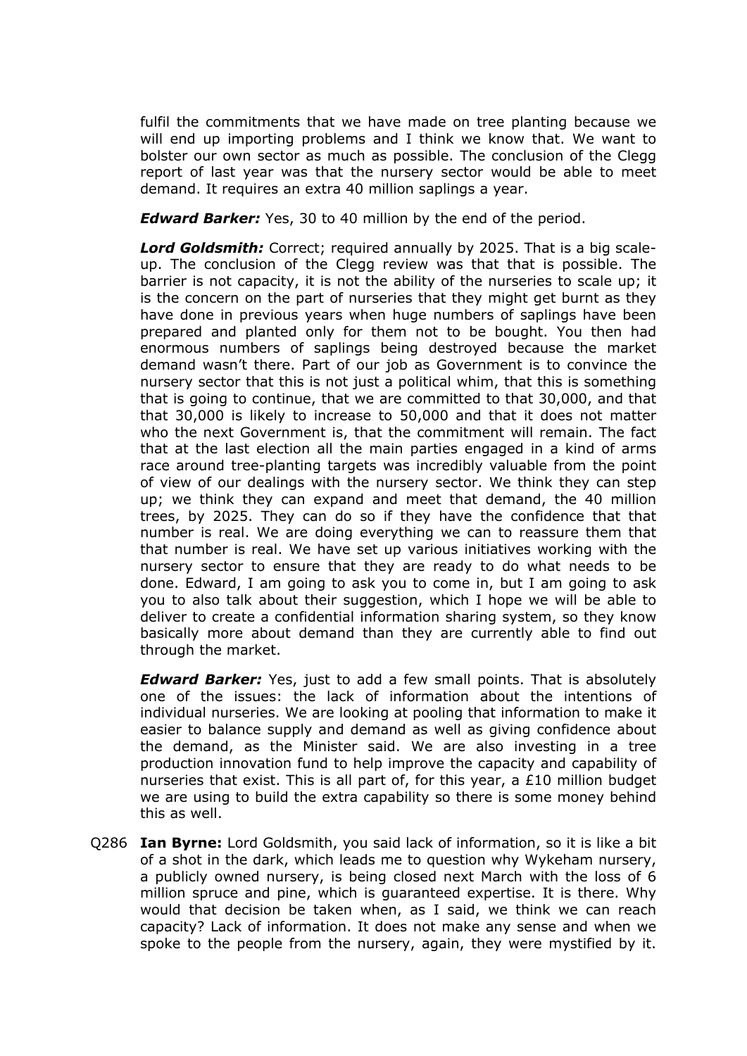fulfil the commitments that we have made on tree planting because we will end up importing problems and I think we know that. We want to bolster our own sector as much as possible. The conclusion of the Clegg report of last year was that the nursery sector would be able to meet demand. It requires an extra 40 million saplings a year.

***Edward Barker:*** Yes, 30 to 40 million by the end of the period.

***Lord Goldsmith:*** Correct; required annually by 2025. That is a big scale-up. The conclusion of the Clegg review was that that is possible. The barrier is not capacity, it is not the ability of the nurseries to scale up; it is the concern on the part of nurseries that they might get burnt as they have done in previous years when huge numbers of saplings have been prepared and planted only for them not to be bought. You then had enormous numbers of saplings being destroyed because the market demand wasn't there. Part of our job as Government is to convince the nursery sector that this is not just a political whim, that this is something that is going to continue, that we are committed to that 30,000, and that that 30,000 is likely to increase to 50,000 and that it does not matter who the next Government is, that the commitment will remain. The fact that at the last election all the main parties engaged in a kind of arms race around tree-planting targets was incredibly valuable from the point of view of our dealings with the nursery sector. We think they can step up; we think they can expand and meet that demand, the 40 million trees, by 2025. They can do so if they have the confidence that that number is real. We are doing everything we can to reassure them that that number is real. We have set up various initiatives working with the nursery sector to ensure that they are ready to do what needs to be done. Edward, I am going to ask you to come in, but I am going to ask you to also talk about their suggestion, which I hope we will be able to deliver to create a confidential information sharing system, so they know basically more about demand than they are currently able to find out through the market.

***Edward Barker:*** Yes, just to add a few small points. That is absolutely one of the issues: the lack of information about the intentions of individual nurseries. We are looking at pooling that information to make it easier to balance supply and demand as well as giving confidence about the demand, as the Minister said. We are also investing in a tree production innovation fund to help improve the capacity and capability of nurseries that exist. This is all part of, for this year, a £10 million budget we are using to build the extra capability so there is some money behind this as well.

Q286 **Ian Byrne:** Lord Goldsmith, you said lack of information, so it is like a bit of a shot in the dark, which leads me to question why Wykeham nursery, a publicly owned nursery, is being closed next March with the loss of 6 million spruce and pine, which is guaranteed expertise. It is there. Why would that decision be taken when, as I said, we think we can reach capacity? Lack of information. It does not make any sense and when we spoke to the people from the nursery, again, they were mystified by it.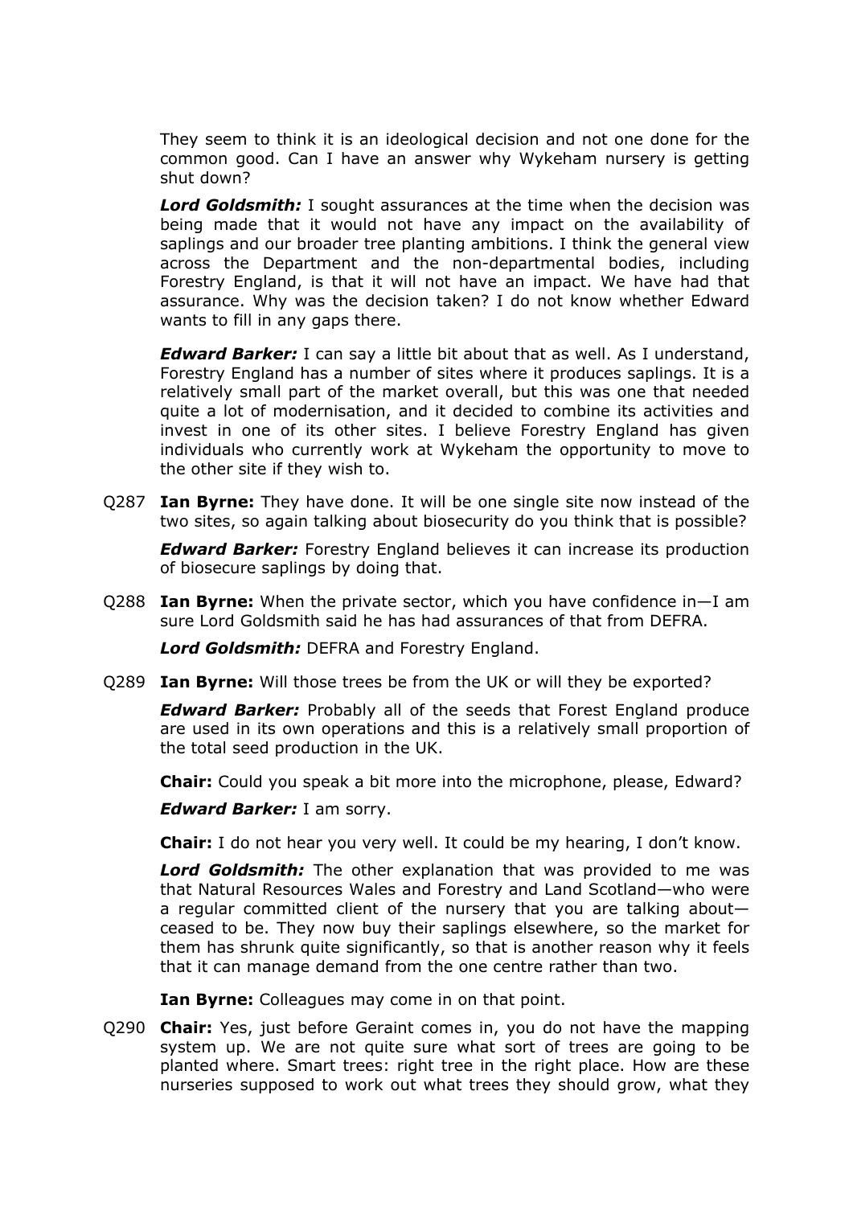They seem to think it is an ideological decision and not one done for the common good. Can I have an answer why Wykeham nursery is getting shut down?

***Lord Goldsmith:*** I sought assurances at the time when the decision was being made that it would not have any impact on the availability of saplings and our broader tree planting ambitions. I think the general view across the Department and the non-departmental bodies, including Forestry England, is that it will not have an impact. We have had that assurance. Why was the decision taken? I do not know whether Edward wants to fill in any gaps there.

***Edward Barker:*** I can say a little bit about that as well. As I understand, Forestry England has a number of sites where it produces saplings. It is a relatively small part of the market overall, but this was one that needed quite a lot of modernisation, and it decided to combine its activities and invest in one of its other sites. I believe Forestry England has given individuals who currently work at Wykeham the opportunity to move to the other site if they wish to.

Q287 **Ian Byrne:** They have done. It will be one single site now instead of the two sites, so again talking about biosecurity do you think that is possible?

***Edward Barker:*** Forestry England believes it can increase its production of biosecure saplings by doing that.

Q288 **Ian Byrne:** When the private sector, which you have confidence in—I am sure Lord Goldsmith said he has had assurances of that from DEFRA.

***Lord Goldsmith:*** DEFRA and Forestry England.

Q289 **Ian Byrne:** Will those trees be from the UK or will they be exported?

***Edward Barker:*** Probably all of the seeds that Forest England produce are used in its own operations and this is a relatively small proportion of the total seed production in the UK.

**Chair:** Could you speak a bit more into the microphone, please, Edward?

***Edward Barker:*** I am sorry.

**Chair:** I do not hear you very well. It could be my hearing, I don't know.

***Lord Goldsmith:*** The other explanation that was provided to me was that Natural Resources Wales and Forestry and Land Scotland—who were a regular committed client of the nursery that you are talking about—ceased to be. They now buy their saplings elsewhere, so the market for them has shrunk quite significantly, so that is another reason why it feels that it can manage demand from the one centre rather than two.

**Ian Byrne:** Colleagues may come in on that point.

Q290 **Chair:** Yes, just before Geraint comes in, you do not have the mapping system up. We are not quite sure what sort of trees are going to be planted where. Smart trees: right tree in the right place. How are these nurseries supposed to work out what trees they should grow, what they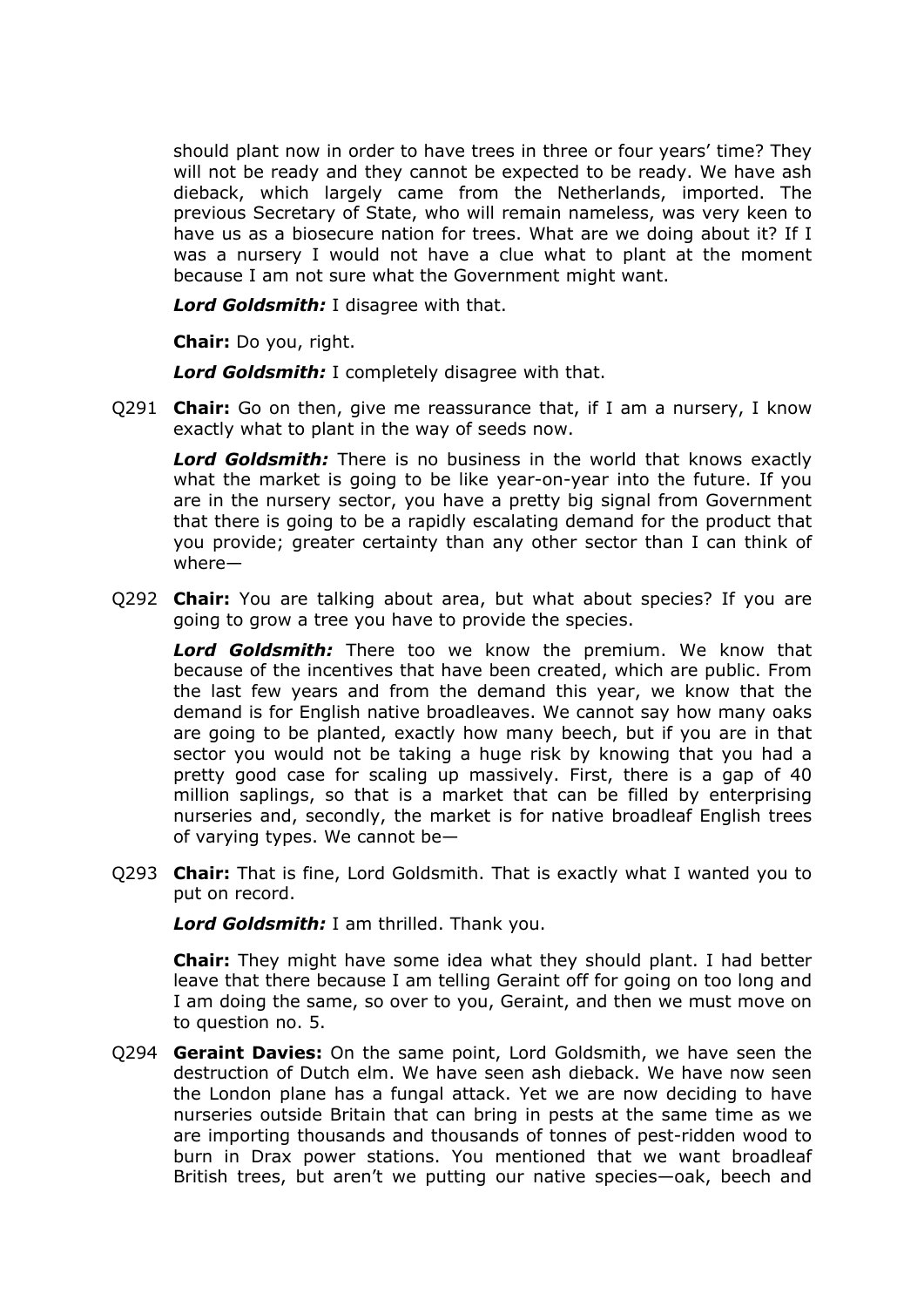should plant now in order to have trees in three or four years' time? They will not be ready and they cannot be expected to be ready. We have ash dieback, which largely came from the Netherlands, imported. The previous Secretary of State, who will remain nameless, was very keen to have us as a biosecure nation for trees. What are we doing about it? If I was a nursery I would not have a clue what to plant at the moment because I am not sure what the Government might want.

***Lord Goldsmith:*** I disagree with that.

**Chair:** Do you, right.

***Lord Goldsmith:*** I completely disagree with that.

Q291 **Chair:** Go on then, give me reassurance that, if I am a nursery, I know exactly what to plant in the way of seeds now.

***Lord Goldsmith:*** There is no business in the world that knows exactly what the market is going to be like year-on-year into the future. If you are in the nursery sector, you have a pretty big signal from Government that there is going to be a rapidly escalating demand for the product that you provide; greater certainty than any other sector than I can think of where—

Q292 **Chair:** You are talking about area, but what about species? If you are going to grow a tree you have to provide the species.

***Lord Goldsmith:*** There too we know the premium. We know that because of the incentives that have been created, which are public. From the last few years and from the demand this year, we know that the demand is for English native broadleaves. We cannot say how many oaks are going to be planted, exactly how many beech, but if you are in that sector you would not be taking a huge risk by knowing that you had a pretty good case for scaling up massively. First, there is a gap of 40 million saplings, so that is a market that can be filled by enterprising nurseries and, secondly, the market is for native broadleaf English trees of varying types. We cannot be—

Q293 **Chair:** That is fine, Lord Goldsmith. That is exactly what I wanted you to put on record.

***Lord Goldsmith:*** I am thrilled. Thank you.

**Chair:** They might have some idea what they should plant. I had better leave that there because I am telling Geraint off for going on too long and I am doing the same, so over to you, Geraint, and then we must move on to question no. 5.

Q294 **Geraint Davies:** On the same point, Lord Goldsmith, we have seen the destruction of Dutch elm. We have seen ash dieback. We have now seen the London plane has a fungal attack. Yet we are now deciding to have nurseries outside Britain that can bring in pests at the same time as we are importing thousands and thousands of tonnes of pest-ridden wood to burn in Drax power stations. You mentioned that we want broadleaf British trees, but aren't we putting our native species—oak, beech and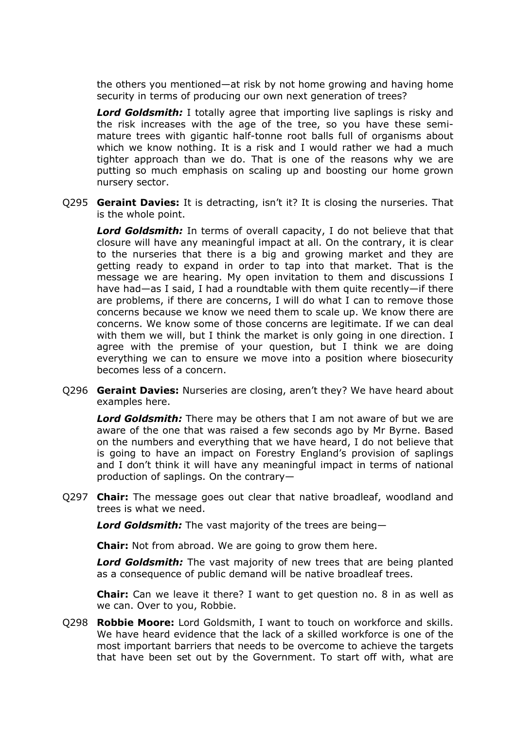the others you mentioned—at risk by not home growing and having home security in terms of producing our own next generation of trees?

***Lord Goldsmith:*** I totally agree that importing live saplings is risky and the risk increases with the age of the tree, so you have these semi-mature trees with gigantic half-tonne root balls full of organisms about which we know nothing. It is a risk and I would rather we had a much tighter approach than we do. That is one of the reasons why we are putting so much emphasis on scaling up and boosting our home grown nursery sector.

Q295 **Geraint Davies:** It is detracting, isn't it? It is closing the nurseries. That is the whole point.

***Lord Goldsmith:*** In terms of overall capacity, I do not believe that that closure will have any meaningful impact at all. On the contrary, it is clear to the nurseries that there is a big and growing market and they are getting ready to expand in order to tap into that market. That is the message we are hearing. My open invitation to them and discussions I have had—as I said, I had a roundtable with them quite recently—if there are problems, if there are concerns, I will do what I can to remove those concerns because we know we need them to scale up. We know there are concerns. We know some of those concerns are legitimate. If we can deal with them we will, but I think the market is only going in one direction. I agree with the premise of your question, but I think we are doing everything we can to ensure we move into a position where biosecurity becomes less of a concern.

Q296 **Geraint Davies:** Nurseries are closing, aren't they? We have heard about examples here.

***Lord Goldsmith:*** There may be others that I am not aware of but we are aware of the one that was raised a few seconds ago by Mr Byrne. Based on the numbers and everything that we have heard, I do not believe that is going to have an impact on Forestry England's provision of saplings and I don't think it will have any meaningful impact in terms of national production of saplings. On the contrary—

Q297 **Chair:** The message goes out clear that native broadleaf, woodland and trees is what we need.

***Lord Goldsmith:*** The vast majority of the trees are being—

**Chair:** Not from abroad. We are going to grow them here.

***Lord Goldsmith:*** The vast majority of new trees that are being planted as a consequence of public demand will be native broadleaf trees.

**Chair:** Can we leave it there? I want to get question no. 8 in as well as we can. Over to you, Robbie.

Q298 **Robbie Moore:** Lord Goldsmith, I want to touch on workforce and skills. We have heard evidence that the lack of a skilled workforce is one of the most important barriers that needs to be overcome to achieve the targets that have been set out by the Government. To start off with, what are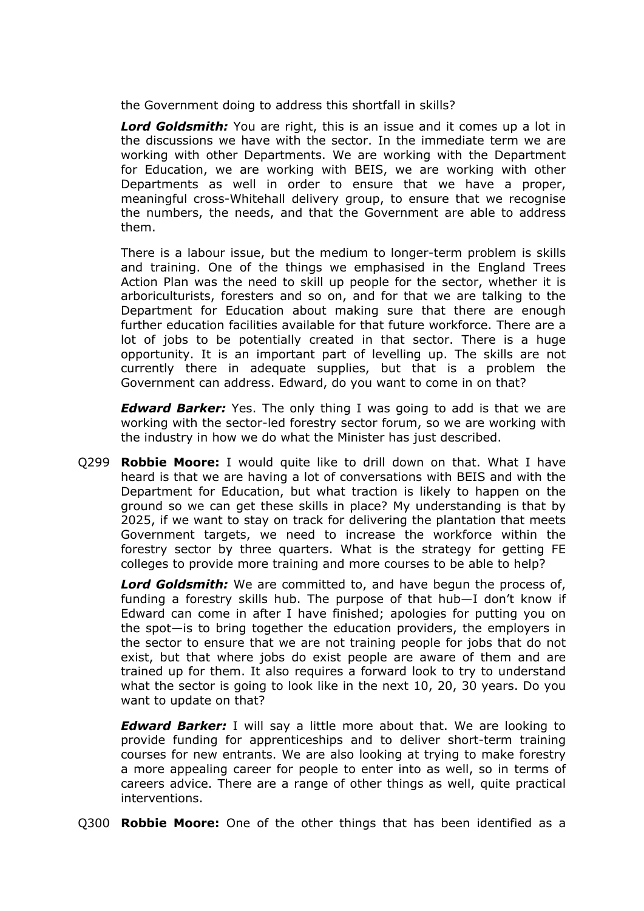the Government doing to address this shortfall in skills?

***Lord Goldsmith:*** You are right, this is an issue and it comes up a lot in the discussions we have with the sector. In the immediate term we are working with other Departments. We are working with the Department for Education, we are working with BEIS, we are working with other Departments as well in order to ensure that we have a proper, meaningful cross-Whitehall delivery group, to ensure that we recognise the numbers, the needs, and that the Government are able to address them.

There is a labour issue, but the medium to longer-term problem is skills and training. One of the things we emphasised in the England Trees Action Plan was the need to skill up people for the sector, whether it is arboriculturists, foresters and so on, and for that we are talking to the Department for Education about making sure that there are enough further education facilities available for that future workforce. There are a lot of jobs to be potentially created in that sector. There is a huge opportunity. It is an important part of levelling up. The skills are not currently there in adequate supplies, but that is a problem the Government can address. Edward, do you want to come in on that?

***Edward Barker:*** Yes. The only thing I was going to add is that we are working with the sector-led forestry sector forum, so we are working with the industry in how we do what the Minister has just described.

Q299 **Robbie Moore:** I would quite like to drill down on that. What I have heard is that we are having a lot of conversations with BEIS and with the Department for Education, but what traction is likely to happen on the ground so we can get these skills in place? My understanding is that by 2025, if we want to stay on track for delivering the plantation that meets Government targets, we need to increase the workforce within the forestry sector by three quarters. What is the strategy for getting FE colleges to provide more training and more courses to be able to help?

***Lord Goldsmith:*** We are committed to, and have begun the process of, funding a forestry skills hub. The purpose of that hub—I don't know if Edward can come in after I have finished; apologies for putting you on the spot—is to bring together the education providers, the employers in the sector to ensure that we are not training people for jobs that do not exist, but that where jobs do exist people are aware of them and are trained up for them. It also requires a forward look to try to understand what the sector is going to look like in the next 10, 20, 30 years. Do you want to update on that?

***Edward Barker:*** I will say a little more about that. We are looking to provide funding for apprenticeships and to deliver short-term training courses for new entrants. We are also looking at trying to make forestry a more appealing career for people to enter into as well, so in terms of careers advice. There are a range of other things as well, quite practical interventions.

Q300 **Robbie Moore:** One of the other things that has been identified as a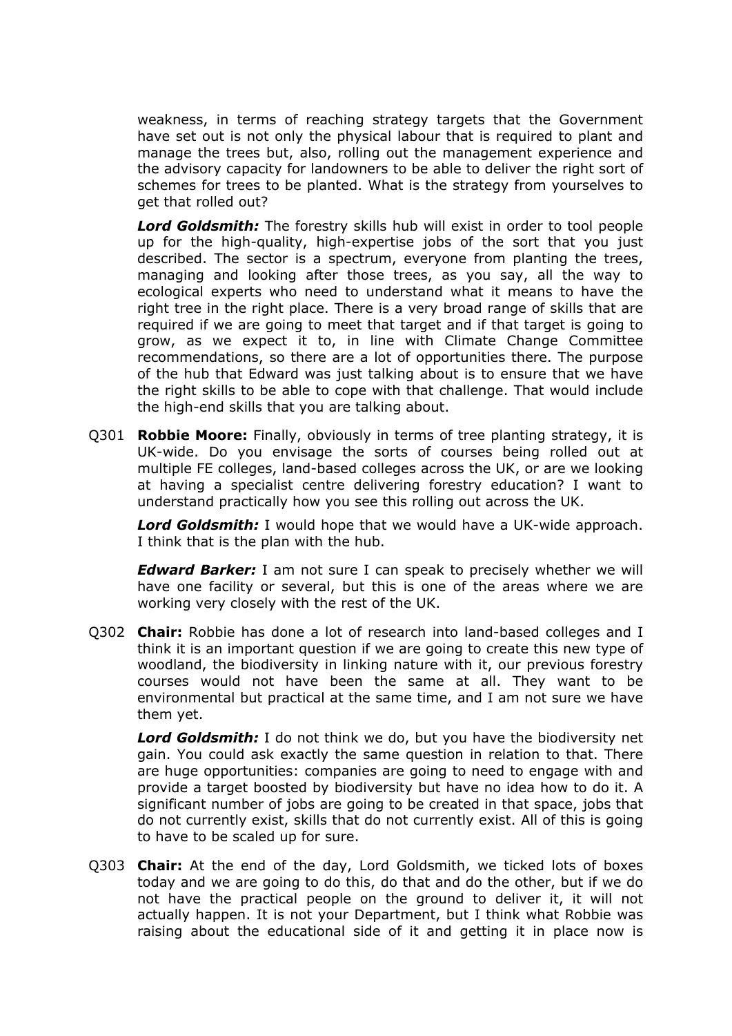weakness, in terms of reaching strategy targets that the Government have set out is not only the physical labour that is required to plant and manage the trees but, also, rolling out the management experience and the advisory capacity for landowners to be able to deliver the right sort of schemes for trees to be planted. What is the strategy from yourselves to get that rolled out?

***Lord Goldsmith:*** The forestry skills hub will exist in order to tool people up for the high-quality, high-expertise jobs of the sort that you just described. The sector is a spectrum, everyone from planting the trees, managing and looking after those trees, as you say, all the way to ecological experts who need to understand what it means to have the right tree in the right place. There is a very broad range of skills that are required if we are going to meet that target and if that target is going to grow, as we expect it to, in line with Climate Change Committee recommendations, so there are a lot of opportunities there. The purpose of the hub that Edward was just talking about is to ensure that we have the right skills to be able to cope with that challenge. That would include the high-end skills that you are talking about.

Q301 **Robbie Moore:** Finally, obviously in terms of tree planting strategy, it is UK-wide. Do you envisage the sorts of courses being rolled out at multiple FE colleges, land-based colleges across the UK, or are we looking at having a specialist centre delivering forestry education? I want to understand practically how you see this rolling out across the UK.

***Lord Goldsmith:*** I would hope that we would have a UK-wide approach. I think that is the plan with the hub.

***Edward Barker:*** I am not sure I can speak to precisely whether we will have one facility or several, but this is one of the areas where we are working very closely with the rest of the UK.

Q302 **Chair:** Robbie has done a lot of research into land-based colleges and I think it is an important question if we are going to create this new type of woodland, the biodiversity in linking nature with it, our previous forestry courses would not have been the same at all. They want to be environmental but practical at the same time, and I am not sure we have them yet.

***Lord Goldsmith:*** I do not think we do, but you have the biodiversity net gain. You could ask exactly the same question in relation to that. There are huge opportunities: companies are going to need to engage with and provide a target boosted by biodiversity but have no idea how to do it. A significant number of jobs are going to be created in that space, jobs that do not currently exist, skills that do not currently exist. All of this is going to have to be scaled up for sure.

Q303 **Chair:** At the end of the day, Lord Goldsmith, we ticked lots of boxes today and we are going to do this, do that and do the other, but if we do not have the practical people on the ground to deliver it, it will not actually happen. It is not your Department, but I think what Robbie was raising about the educational side of it and getting it in place now is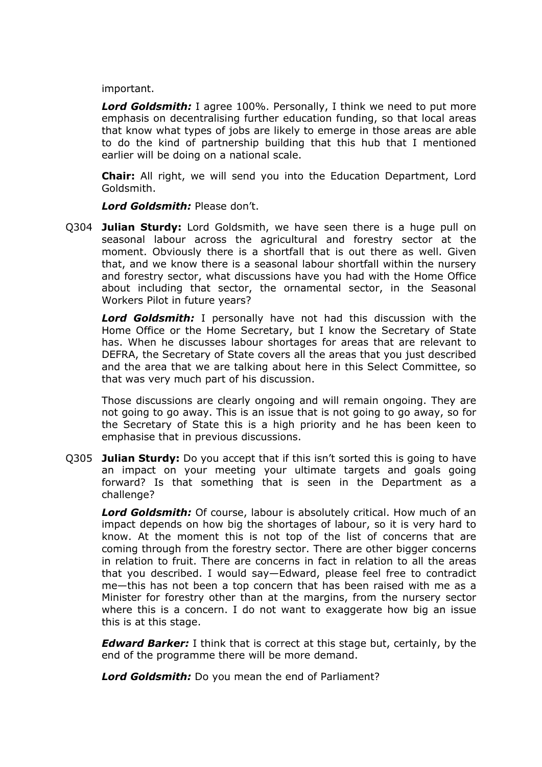important.

***Lord Goldsmith:*** I agree 100%. Personally, I think we need to put more emphasis on decentralising further education funding, so that local areas that know what types of jobs are likely to emerge in those areas are able to do the kind of partnership building that this hub that I mentioned earlier will be doing on a national scale.

**Chair:** All right, we will send you into the Education Department, Lord Goldsmith.

***Lord Goldsmith:*** Please don't.

Q304 **Julian Sturdy:** Lord Goldsmith, we have seen there is a huge pull on seasonal labour across the agricultural and forestry sector at the moment. Obviously there is a shortfall that is out there as well. Given that, and we know there is a seasonal labour shortfall within the nursery and forestry sector, what discussions have you had with the Home Office about including that sector, the ornamental sector, in the Seasonal Workers Pilot in future years?

***Lord Goldsmith:*** I personally have not had this discussion with the Home Office or the Home Secretary, but I know the Secretary of State has. When he discusses labour shortages for areas that are relevant to DEFRA, the Secretary of State covers all the areas that you just described and the area that we are talking about here in this Select Committee, so that was very much part of his discussion.

Those discussions are clearly ongoing and will remain ongoing. They are not going to go away. This is an issue that is not going to go away, so for the Secretary of State this is a high priority and he has been keen to emphasise that in previous discussions.

Q305 **Julian Sturdy:** Do you accept that if this isn't sorted this is going to have an impact on your meeting your ultimate targets and goals going forward? Is that something that is seen in the Department as a challenge?

***Lord Goldsmith:*** Of course, labour is absolutely critical. How much of an impact depends on how big the shortages of labour, so it is very hard to know. At the moment this is not top of the list of concerns that are coming through from the forestry sector. There are other bigger concerns in relation to fruit. There are concerns in fact in relation to all the areas that you described. I would say—Edward, please feel free to contradict me—this has not been a top concern that has been raised with me as a Minister for forestry other than at the margins, from the nursery sector where this is a concern. I do not want to exaggerate how big an issue this is at this stage.

***Edward Barker:*** I think that is correct at this stage but, certainly, by the end of the programme there will be more demand.

***Lord Goldsmith:*** Do you mean the end of Parliament?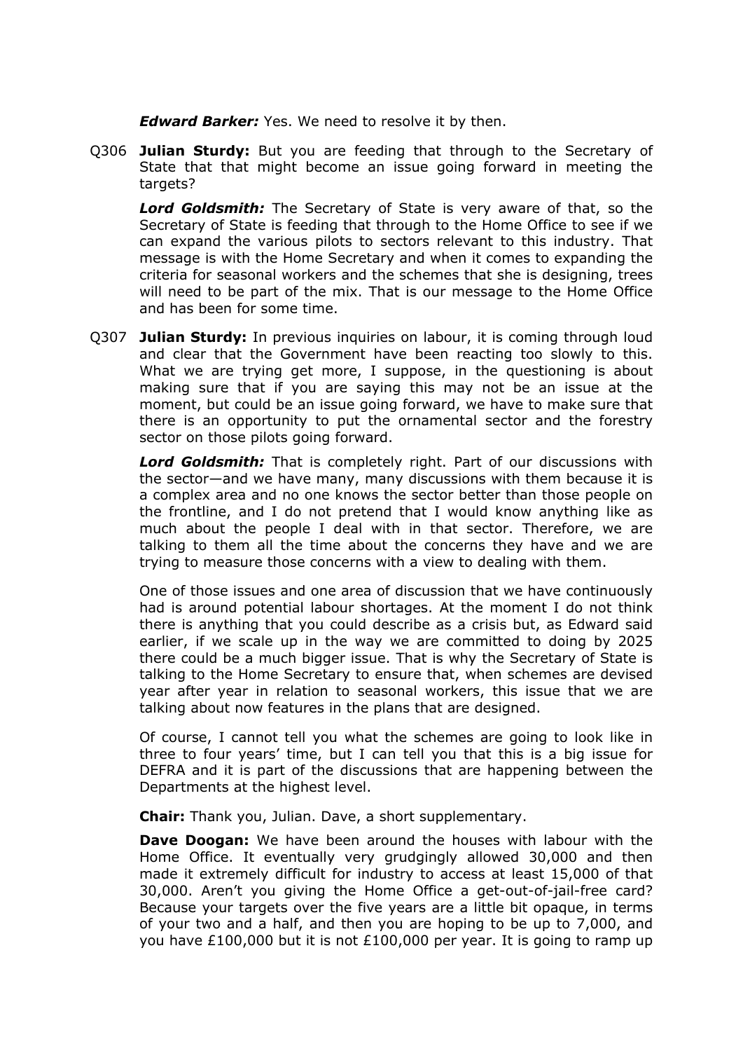***Edward Barker:*** Yes. We need to resolve it by then.

Q306 **Julian Sturdy:** But you are feeding that through to the Secretary of State that that might become an issue going forward in meeting the targets?

***Lord Goldsmith:*** The Secretary of State is very aware of that, so the Secretary of State is feeding that through to the Home Office to see if we can expand the various pilots to sectors relevant to this industry. That message is with the Home Secretary and when it comes to expanding the criteria for seasonal workers and the schemes that she is designing, trees will need to be part of the mix. That is our message to the Home Office and has been for some time.

Q307 **Julian Sturdy:** In previous inquiries on labour, it is coming through loud and clear that the Government have been reacting too slowly to this. What we are trying get more, I suppose, in the questioning is about making sure that if you are saying this may not be an issue at the moment, but could be an issue going forward, we have to make sure that there is an opportunity to put the ornamental sector and the forestry sector on those pilots going forward.

***Lord Goldsmith:*** That is completely right. Part of our discussions with the sector—and we have many, many discussions with them because it is a complex area and no one knows the sector better than those people on the frontline, and I do not pretend that I would know anything like as much about the people I deal with in that sector. Therefore, we are talking to them all the time about the concerns they have and we are trying to measure those concerns with a view to dealing with them.

One of those issues and one area of discussion that we have continuously had is around potential labour shortages. At the moment I do not think there is anything that you could describe as a crisis but, as Edward said earlier, if we scale up in the way we are committed to doing by 2025 there could be a much bigger issue. That is why the Secretary of State is talking to the Home Secretary to ensure that, when schemes are devised year after year in relation to seasonal workers, this issue that we are talking about now features in the plans that are designed.

Of course, I cannot tell you what the schemes are going to look like in three to four years' time, but I can tell you that this is a big issue for DEFRA and it is part of the discussions that are happening between the Departments at the highest level.

**Chair:** Thank you, Julian. Dave, a short supplementary.

**Dave Doogan:** We have been around the houses with labour with the Home Office. It eventually very grudgingly allowed 30,000 and then made it extremely difficult for industry to access at least 15,000 of that 30,000. Aren't you giving the Home Office a get-out-of-jail-free card? Because your targets over the five years are a little bit opaque, in terms of your two and a half, and then you are hoping to be up to 7,000, and you have £100,000 but it is not £100,000 per year. It is going to ramp up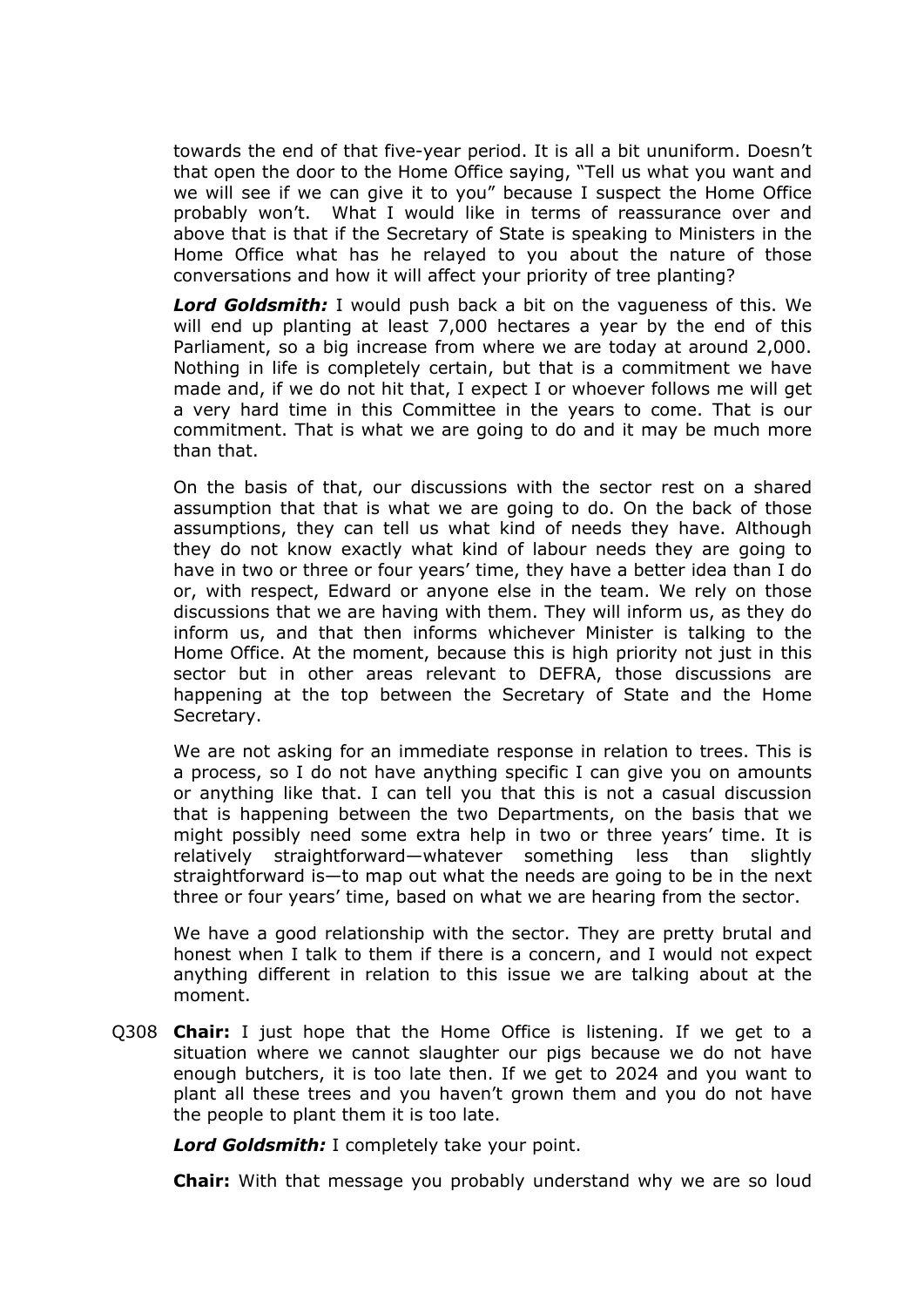towards the end of that five-year period. It is all a bit ununiform. Doesn't that open the door to the Home Office saying, "Tell us what you want and we will see if we can give it to you" because I suspect the Home Office probably won't. What I would like in terms of reassurance over and above that is that if the Secretary of State is speaking to Ministers in the Home Office what has he relayed to you about the nature of those conversations and how it will affect your priority of tree planting?

***Lord Goldsmith:*** I would push back a bit on the vagueness of this. We will end up planting at least 7,000 hectares a year by the end of this Parliament, so a big increase from where we are today at around 2,000. Nothing in life is completely certain, but that is a commitment we have made and, if we do not hit that, I expect I or whoever follows me will get a very hard time in this Committee in the years to come. That is our commitment. That is what we are going to do and it may be much more than that.

On the basis of that, our discussions with the sector rest on a shared assumption that that is what we are going to do. On the back of those assumptions, they can tell us what kind of needs they have. Although they do not know exactly what kind of labour needs they are going to have in two or three or four years' time, they have a better idea than I do or, with respect, Edward or anyone else in the team. We rely on those discussions that we are having with them. They will inform us, as they do inform us, and that then informs whichever Minister is talking to the Home Office. At the moment, because this is high priority not just in this sector but in other areas relevant to DEFRA, those discussions are happening at the top between the Secretary of State and the Home Secretary.

We are not asking for an immediate response in relation to trees. This is a process, so I do not have anything specific I can give you on amounts or anything like that. I can tell you that this is not a casual discussion that is happening between the two Departments, on the basis that we might possibly need some extra help in two or three years' time. It is relatively straightforward—whatever something less than slightly straightforward is—to map out what the needs are going to be in the next three or four years' time, based on what we are hearing from the sector.

We have a good relationship with the sector. They are pretty brutal and honest when I talk to them if there is a concern, and I would not expect anything different in relation to this issue we are talking about at the moment.

Q308 **Chair:** I just hope that the Home Office is listening. If we get to a situation where we cannot slaughter our pigs because we do not have enough butchers, it is too late then. If we get to 2024 and you want to plant all these trees and you haven't grown them and you do not have the people to plant them it is too late.

***Lord Goldsmith:*** I completely take your point.

**Chair:** With that message you probably understand why we are so loud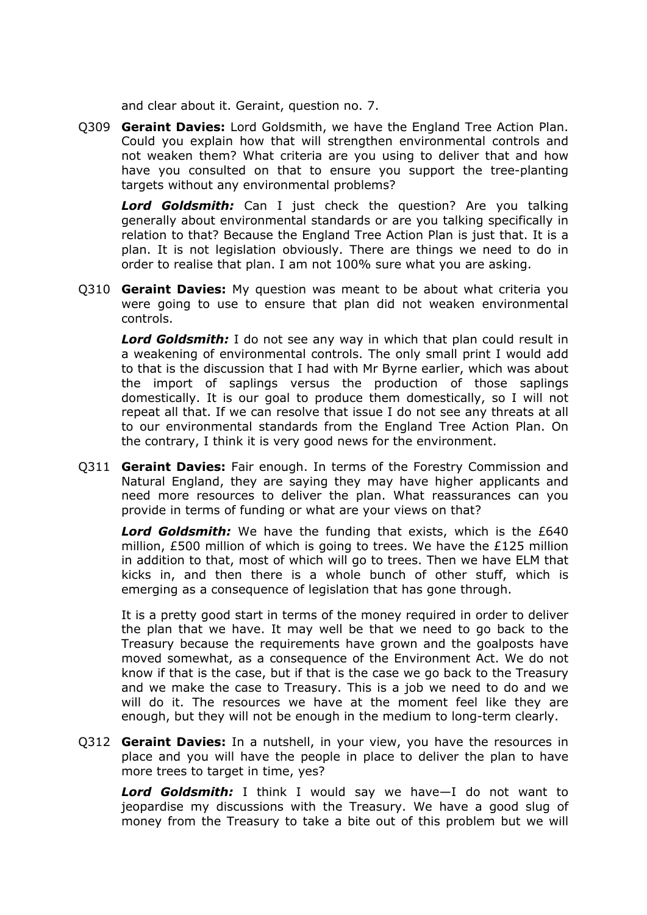and clear about it. Geraint, question no. 7.

Q309 **Geraint Davies:** Lord Goldsmith, we have the England Tree Action Plan. Could you explain how that will strengthen environmental controls and not weaken them? What criteria are you using to deliver that and how have you consulted on that to ensure you support the tree-planting targets without any environmental problems?

***Lord Goldsmith:*** Can I just check the question? Are you talking generally about environmental standards or are you talking specifically in relation to that? Because the England Tree Action Plan is just that. It is a plan. It is not legislation obviously. There are things we need to do in order to realise that plan. I am not 100% sure what you are asking.

Q310 **Geraint Davies:** My question was meant to be about what criteria you were going to use to ensure that plan did not weaken environmental controls.

***Lord Goldsmith:*** I do not see any way in which that plan could result in a weakening of environmental controls. The only small print I would add to that is the discussion that I had with Mr Byrne earlier, which was about the import of saplings versus the production of those saplings domestically. It is our goal to produce them domestically, so I will not repeat all that. If we can resolve that issue I do not see any threats at all to our environmental standards from the England Tree Action Plan. On the contrary, I think it is very good news for the environment.

Q311 **Geraint Davies:** Fair enough. In terms of the Forestry Commission and Natural England, they are saying they may have higher applicants and need more resources to deliver the plan. What reassurances can you provide in terms of funding or what are your views on that?

***Lord Goldsmith:*** We have the funding that exists, which is the £640 million, £500 million of which is going to trees. We have the £125 million in addition to that, most of which will go to trees. Then we have ELM that kicks in, and then there is a whole bunch of other stuff, which is emerging as a consequence of legislation that has gone through.

It is a pretty good start in terms of the money required in order to deliver the plan that we have. It may well be that we need to go back to the Treasury because the requirements have grown and the goalposts have moved somewhat, as a consequence of the Environment Act. We do not know if that is the case, but if that is the case we go back to the Treasury and we make the case to Treasury. This is a job we need to do and we will do it. The resources we have at the moment feel like they are enough, but they will not be enough in the medium to long-term clearly.

Q312 **Geraint Davies:** In a nutshell, in your view, you have the resources in place and you will have the people in place to deliver the plan to have more trees to target in time, yes?

***Lord Goldsmith:*** I think I would say we have—I do not want to jeopardise my discussions with the Treasury. We have a good slug of money from the Treasury to take a bite out of this problem but we will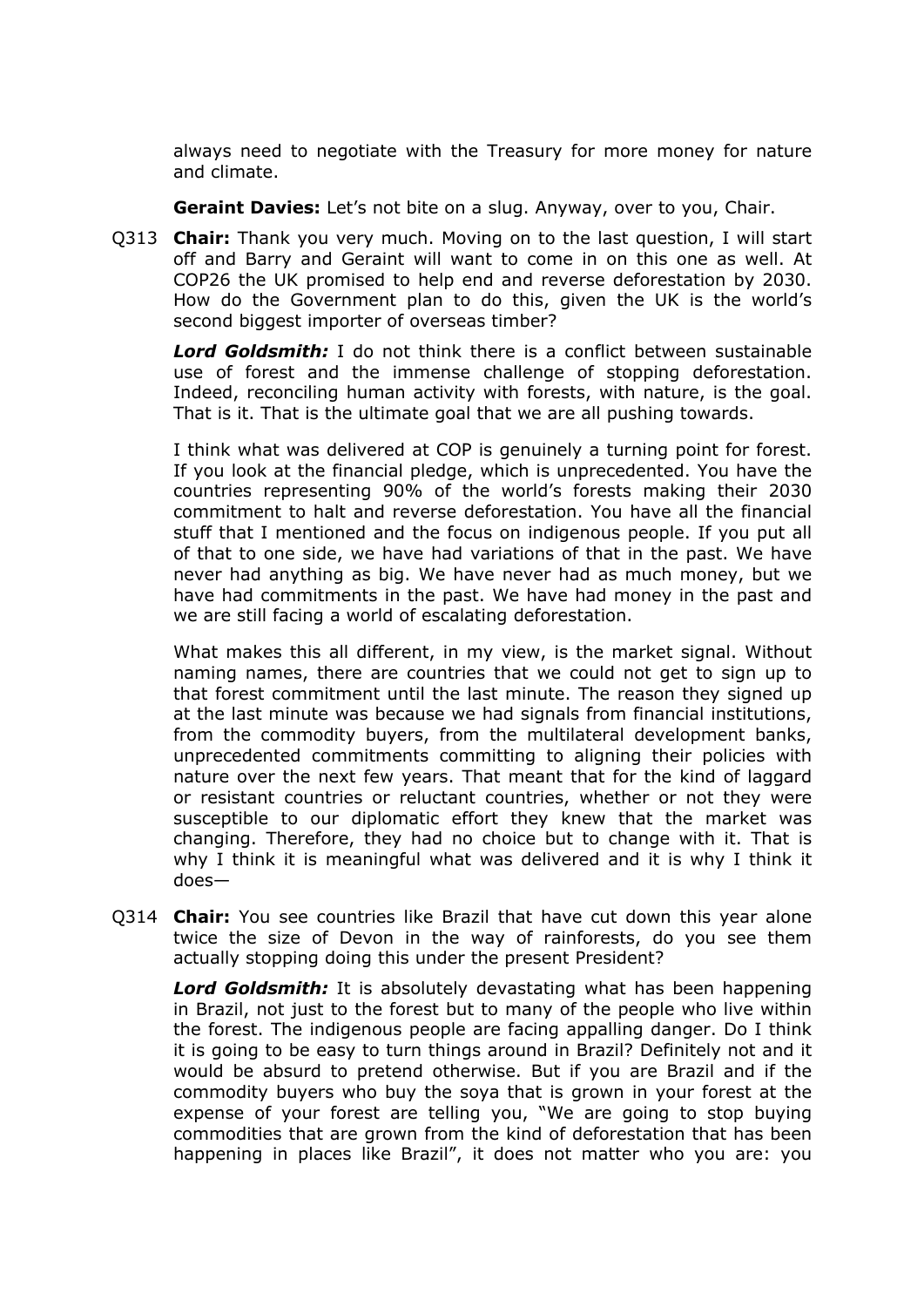always need to negotiate with the Treasury for more money for nature and climate.

**Geraint Davies:** Let's not bite on a slug. Anyway, over to you, Chair.

Q313 **Chair:** Thank you very much. Moving on to the last question, I will start off and Barry and Geraint will want to come in on this one as well. At COP26 the UK promised to help end and reverse deforestation by 2030. How do the Government plan to do this, given the UK is the world's second biggest importer of overseas timber?

***Lord Goldsmith:*** I do not think there is a conflict between sustainable use of forest and the immense challenge of stopping deforestation. Indeed, reconciling human activity with forests, with nature, is the goal. That is it. That is the ultimate goal that we are all pushing towards.

I think what was delivered at COP is genuinely a turning point for forest. If you look at the financial pledge, which is unprecedented. You have the countries representing 90% of the world's forests making their 2030 commitment to halt and reverse deforestation. You have all the financial stuff that I mentioned and the focus on indigenous people. If you put all of that to one side, we have had variations of that in the past. We have never had anything as big. We have never had as much money, but we have had commitments in the past. We have had money in the past and we are still facing a world of escalating deforestation.

What makes this all different, in my view, is the market signal. Without naming names, there are countries that we could not get to sign up to that forest commitment until the last minute. The reason they signed up at the last minute was because we had signals from financial institutions, from the commodity buyers, from the multilateral development banks, unprecedented commitments committing to aligning their policies with nature over the next few years. That meant that for the kind of laggard or resistant countries or reluctant countries, whether or not they were susceptible to our diplomatic effort they knew that the market was changing. Therefore, they had no choice but to change with it. That is why I think it is meaningful what was delivered and it is why I think it does—

Q314 **Chair:** You see countries like Brazil that have cut down this year alone twice the size of Devon in the way of rainforests, do you see them actually stopping doing this under the present President?

***Lord Goldsmith:*** It is absolutely devastating what has been happening in Brazil, not just to the forest but to many of the people who live within the forest. The indigenous people are facing appalling danger. Do I think it is going to be easy to turn things around in Brazil? Definitely not and it would be absurd to pretend otherwise. But if you are Brazil and if the commodity buyers who buy the soya that is grown in your forest at the expense of your forest are telling you, "We are going to stop buying commodities that are grown from the kind of deforestation that has been happening in places like Brazil", it does not matter who you are: you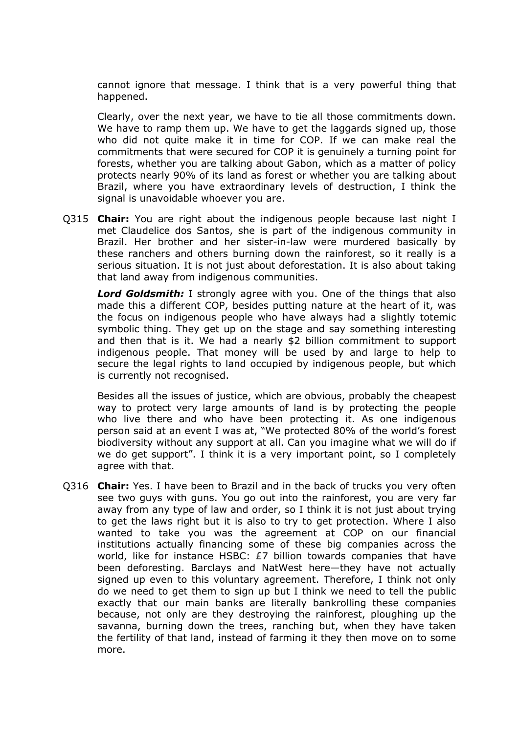cannot ignore that message. I think that is a very powerful thing that happened.

Clearly, over the next year, we have to tie all those commitments down. We have to ramp them up. We have to get the laggards signed up, those who did not quite make it in time for COP. If we can make real the commitments that were secured for COP it is genuinely a turning point for forests, whether you are talking about Gabon, which as a matter of policy protects nearly 90% of its land as forest or whether you are talking about Brazil, where you have extraordinary levels of destruction, I think the signal is unavoidable whoever you are.

Q315 **Chair:** You are right about the indigenous people because last night I met Claudelice dos Santos, she is part of the indigenous community in Brazil. Her brother and her sister-in-law were murdered basically by these ranchers and others burning down the rainforest, so it really is a serious situation. It is not just about deforestation. It is also about taking that land away from indigenous communities.

***Lord Goldsmith:*** I strongly agree with you. One of the things that also made this a different COP, besides putting nature at the heart of it, was the focus on indigenous people who have always had a slightly totemic symbolic thing. They get up on the stage and say something interesting and then that is it. We had a nearly $2 billion commitment to support indigenous people. That money will be used by and large to help to secure the legal rights to land occupied by indigenous people, but which is currently not recognised.

Besides all the issues of justice, which are obvious, probably the cheapest way to protect very large amounts of land is by protecting the people who live there and who have been protecting it. As one indigenous person said at an event I was at, "We protected 80% of the world's forest biodiversity without any support at all. Can you imagine what we will do if we do get support". I think it is a very important point, so I completely agree with that.

Q316 **Chair:** Yes. I have been to Brazil and in the back of trucks you very often see two guys with guns. You go out into the rainforest, you are very far away from any type of law and order, so I think it is not just about trying to get the laws right but it is also to try to get protection. Where I also wanted to take you was the agreement at COP on our financial institutions actually financing some of these big companies across the world, like for instance HSBC: £7 billion towards companies that have been deforesting. Barclays and NatWest here—they have not actually signed up even to this voluntary agreement. Therefore, I think not only do we need to get them to sign up but I think we need to tell the public exactly that our main banks are literally bankrolling these companies because, not only are they destroying the rainforest, ploughing up the savanna, burning down the trees, ranching but, when they have taken the fertility of that land, instead of farming it they then move on to some more.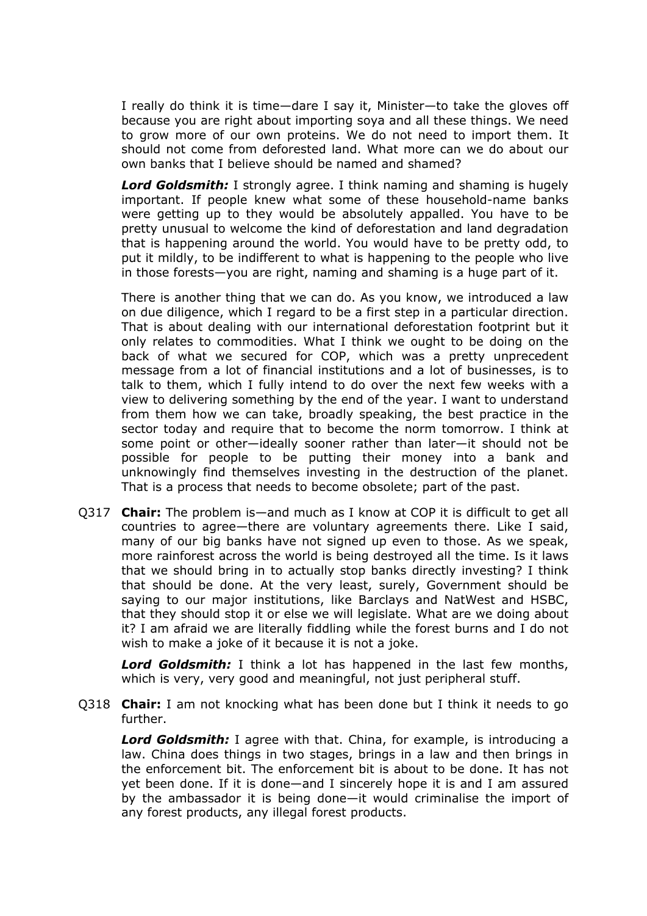I really do think it is time—dare I say it, Minister—to take the gloves off because you are right about importing soya and all these things. We need to grow more of our own proteins. We do not need to import them. It should not come from deforested land. What more can we do about our own banks that I believe should be named and shamed?

***Lord Goldsmith:*** I strongly agree. I think naming and shaming is hugely important. If people knew what some of these household-name banks were getting up to they would be absolutely appalled. You have to be pretty unusual to welcome the kind of deforestation and land degradation that is happening around the world. You would have to be pretty odd, to put it mildly, to be indifferent to what is happening to the people who live in those forests—you are right, naming and shaming is a huge part of it.

There is another thing that we can do. As you know, we introduced a law on due diligence, which I regard to be a first step in a particular direction. That is about dealing with our international deforestation footprint but it only relates to commodities. What I think we ought to be doing on the back of what we secured for COP, which was a pretty unprecedent message from a lot of financial institutions and a lot of businesses, is to talk to them, which I fully intend to do over the next few weeks with a view to delivering something by the end of the year. I want to understand from them how we can take, broadly speaking, the best practice in the sector today and require that to become the norm tomorrow. I think at some point or other—ideally sooner rather than later—it should not be possible for people to be putting their money into a bank and unknowingly find themselves investing in the destruction of the planet. That is a process that needs to become obsolete; part of the past.

Q317 **Chair:** The problem is—and much as I know at COP it is difficult to get all countries to agree—there are voluntary agreements there. Like I said, many of our big banks have not signed up even to those. As we speak, more rainforest across the world is being destroyed all the time. Is it laws that we should bring in to actually stop banks directly investing? I think that should be done. At the very least, surely, Government should be saying to our major institutions, like Barclays and NatWest and HSBC, that they should stop it or else we will legislate. What are we doing about it? I am afraid we are literally fiddling while the forest burns and I do not wish to make a joke of it because it is not a joke.

***Lord Goldsmith:*** I think a lot has happened in the last few months, which is very, very good and meaningful, not just peripheral stuff.

Q318 **Chair:** I am not knocking what has been done but I think it needs to go further.

***Lord Goldsmith:*** I agree with that. China, for example, is introducing a law. China does things in two stages, brings in a law and then brings in the enforcement bit. The enforcement bit is about to be done. It has not yet been done. If it is done—and I sincerely hope it is and I am assured by the ambassador it is being done—it would criminalise the import of any forest products, any illegal forest products.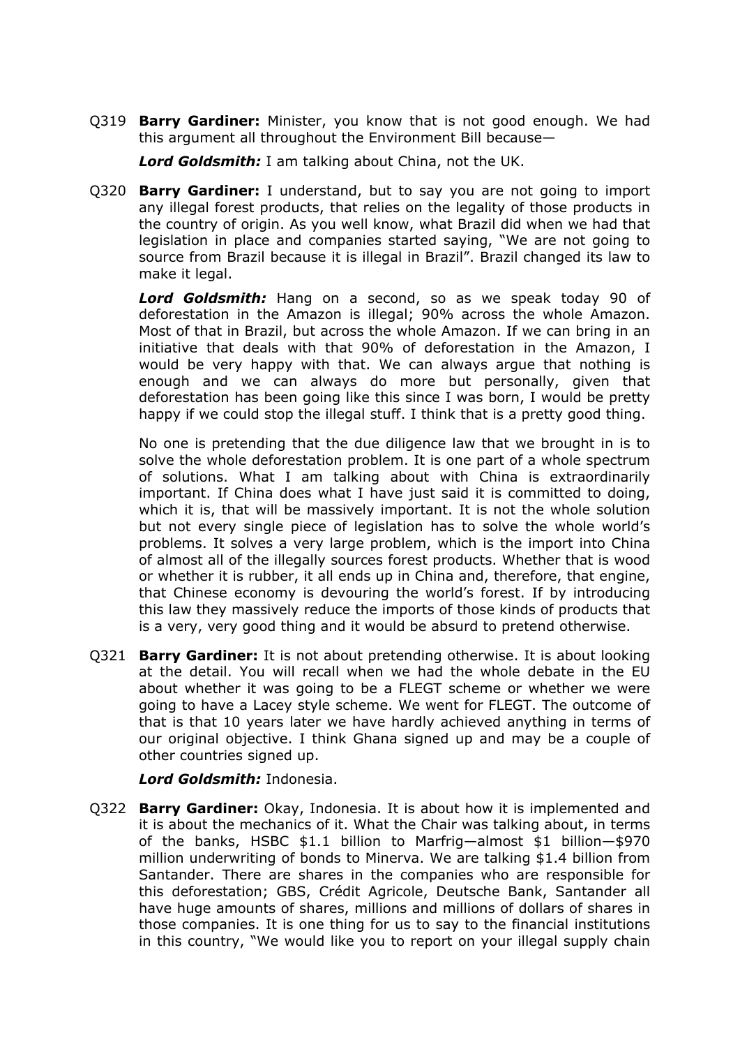Q319 **Barry Gardiner:** Minister, you know that is not good enough. We had this argument all throughout the Environment Bill because—

***Lord Goldsmith:*** I am talking about China, not the UK.

Q320 **Barry Gardiner:** I understand, but to say you are not going to import any illegal forest products, that relies on the legality of those products in the country of origin. As you well know, what Brazil did when we had that legislation in place and companies started saying, "We are not going to source from Brazil because it is illegal in Brazil". Brazil changed its law to make it legal.

***Lord Goldsmith:*** Hang on a second, so as we speak today 90 of deforestation in the Amazon is illegal; 90% across the whole Amazon. Most of that in Brazil, but across the whole Amazon. If we can bring in an initiative that deals with that 90% of deforestation in the Amazon, I would be very happy with that. We can always argue that nothing is enough and we can always do more but personally, given that deforestation has been going like this since I was born, I would be pretty happy if we could stop the illegal stuff. I think that is a pretty good thing.

No one is pretending that the due diligence law that we brought in is to solve the whole deforestation problem. It is one part of a whole spectrum of solutions. What I am talking about with China is extraordinarily important. If China does what I have just said it is committed to doing, which it is, that will be massively important. It is not the whole solution but not every single piece of legislation has to solve the whole world's problems. It solves a very large problem, which is the import into China of almost all of the illegally sources forest products. Whether that is wood or whether it is rubber, it all ends up in China and, therefore, that engine, that Chinese economy is devouring the world's forest. If by introducing this law they massively reduce the imports of those kinds of products that is a very, very good thing and it would be absurd to pretend otherwise.

Q321 **Barry Gardiner:** It is not about pretending otherwise. It is about looking at the detail. You will recall when we had the whole debate in the EU about whether it was going to be a FLEGT scheme or whether we were going to have a Lacey style scheme. We went for FLEGT. The outcome of that is that 10 years later we have hardly achieved anything in terms of our original objective. I think Ghana signed up and may be a couple of other countries signed up.

***Lord Goldsmith:*** Indonesia.

Q322 **Barry Gardiner:** Okay, Indonesia. It is about how it is implemented and it is about the mechanics of it. What the Chair was talking about, in terms of the banks, HSBC $1.1 billion to Marfrig—almost $1 billion—$970 million underwriting of bonds to Minerva. We are talking $1.4 billion from Santander. There are shares in the companies who are responsible for this deforestation; GBS, Crédit Agricole, Deutsche Bank, Santander all have huge amounts of shares, millions and millions of dollars of shares in those companies. It is one thing for us to say to the financial institutions in this country, "We would like you to report on your illegal supply chain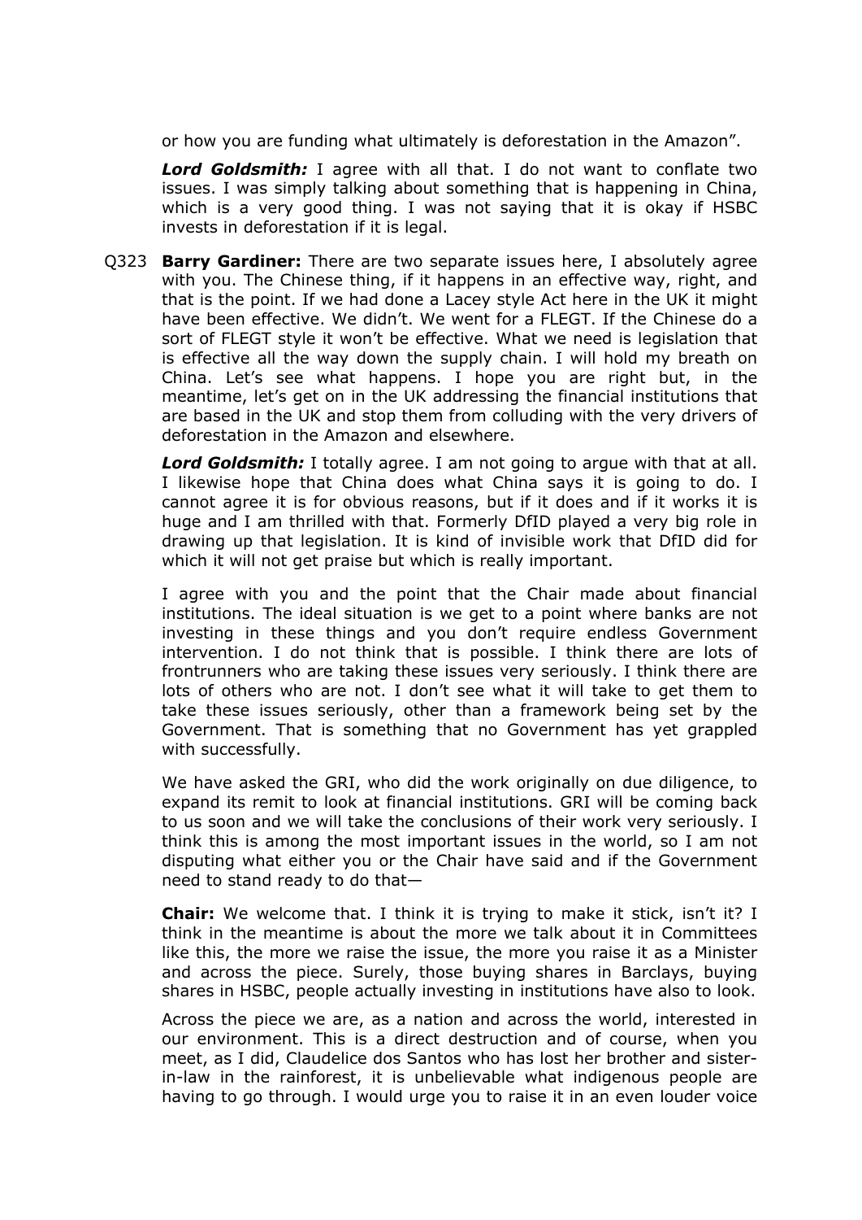or how you are funding what ultimately is deforestation in the Amazon".

***Lord Goldsmith:*** I agree with all that. I do not want to conflate two issues. I was simply talking about something that is happening in China, which is a very good thing. I was not saying that it is okay if HSBC invests in deforestation if it is legal.

Q323 **Barry Gardiner:** There are two separate issues here, I absolutely agree with you. The Chinese thing, if it happens in an effective way, right, and that is the point. If we had done a Lacey style Act here in the UK it might have been effective. We didn't. We went for a FLEGT. If the Chinese do a sort of FLEGT style it won't be effective. What we need is legislation that is effective all the way down the supply chain. I will hold my breath on China. Let's see what happens. I hope you are right but, in the meantime, let's get on in the UK addressing the financial institutions that are based in the UK and stop them from colluding with the very drivers of deforestation in the Amazon and elsewhere.

***Lord Goldsmith:*** I totally agree. I am not going to argue with that at all. I likewise hope that China does what China says it is going to do. I cannot agree it is for obvious reasons, but if it does and if it works it is huge and I am thrilled with that. Formerly DfID played a very big role in drawing up that legislation. It is kind of invisible work that DfID did for which it will not get praise but which is really important.

I agree with you and the point that the Chair made about financial institutions. The ideal situation is we get to a point where banks are not investing in these things and you don't require endless Government intervention. I do not think that is possible. I think there are lots of frontrunners who are taking these issues very seriously. I think there are lots of others who are not. I don't see what it will take to get them to take these issues seriously, other than a framework being set by the Government. That is something that no Government has yet grappled with successfully.

We have asked the GRI, who did the work originally on due diligence, to expand its remit to look at financial institutions. GRI will be coming back to us soon and we will take the conclusions of their work very seriously. I think this is among the most important issues in the world, so I am not disputing what either you or the Chair have said and if the Government need to stand ready to do that—

**Chair:** We welcome that. I think it is trying to make it stick, isn't it? I think in the meantime is about the more we talk about it in Committees like this, the more we raise the issue, the more you raise it as a Minister and across the piece. Surely, those buying shares in Barclays, buying shares in HSBC, people actually investing in institutions have also to look.

Across the piece we are, as a nation and across the world, interested in our environment. This is a direct destruction and of course, when you meet, as I did, Claudelice dos Santos who has lost her brother and sister-in-law in the rainforest, it is unbelievable what indigenous people are having to go through. I would urge you to raise it in an even louder voice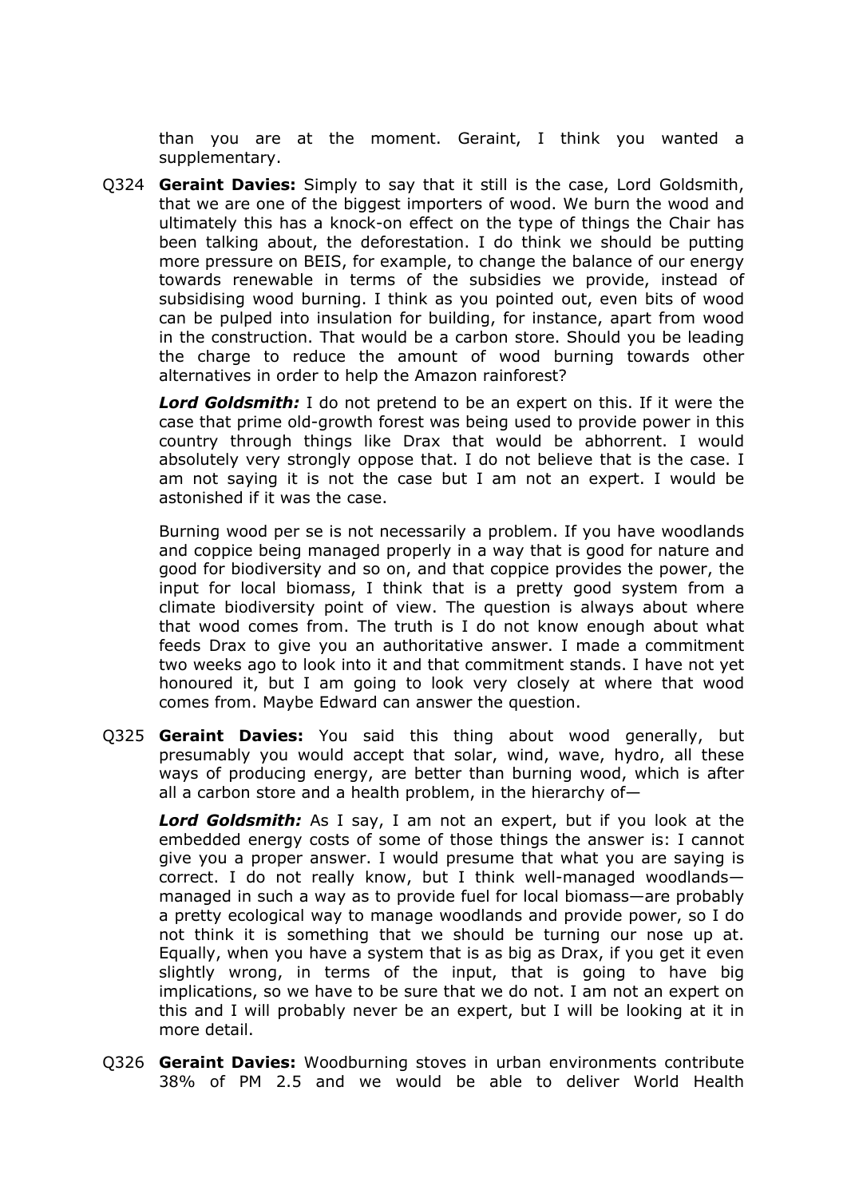than you are at the moment. Geraint, I think you wanted a supplementary.

Q324 **Geraint Davies:** Simply to say that it still is the case, Lord Goldsmith, that we are one of the biggest importers of wood. We burn the wood and ultimately this has a knock-on effect on the type of things the Chair has been talking about, the deforestation. I do think we should be putting more pressure on BEIS, for example, to change the balance of our energy towards renewable in terms of the subsidies we provide, instead of subsidising wood burning. I think as you pointed out, even bits of wood can be pulped into insulation for building, for instance, apart from wood in the construction. That would be a carbon store. Should you be leading the charge to reduce the amount of wood burning towards other alternatives in order to help the Amazon rainforest?

***Lord Goldsmith:*** I do not pretend to be an expert on this. If it were the case that prime old-growth forest was being used to provide power in this country through things like Drax that would be abhorrent. I would absolutely very strongly oppose that. I do not believe that is the case. I am not saying it is not the case but I am not an expert. I would be astonished if it was the case.

Burning wood per se is not necessarily a problem. If you have woodlands and coppice being managed properly in a way that is good for nature and good for biodiversity and so on, and that coppice provides the power, the input for local biomass, I think that is a pretty good system from a climate biodiversity point of view. The question is always about where that wood comes from. The truth is I do not know enough about what feeds Drax to give you an authoritative answer. I made a commitment two weeks ago to look into it and that commitment stands. I have not yet honoured it, but I am going to look very closely at where that wood comes from. Maybe Edward can answer the question.

Q325 **Geraint Davies:** You said this thing about wood generally, but presumably you would accept that solar, wind, wave, hydro, all these ways of producing energy, are better than burning wood, which is after all a carbon store and a health problem, in the hierarchy of—

***Lord Goldsmith:*** As I say, I am not an expert, but if you look at the embedded energy costs of some of those things the answer is: I cannot give you a proper answer. I would presume that what you are saying is correct. I do not really know, but I think well-managed woodlands—managed in such a way as to provide fuel for local biomass—are probably a pretty ecological way to manage woodlands and provide power, so I do not think it is something that we should be turning our nose up at. Equally, when you have a system that is as big as Drax, if you get it even slightly wrong, in terms of the input, that is going to have big implications, so we have to be sure that we do not. I am not an expert on this and I will probably never be an expert, but I will be looking at it in more detail.

Q326 **Geraint Davies:** Woodburning stoves in urban environments contribute 38% of PM 2.5 and we would be able to deliver World Health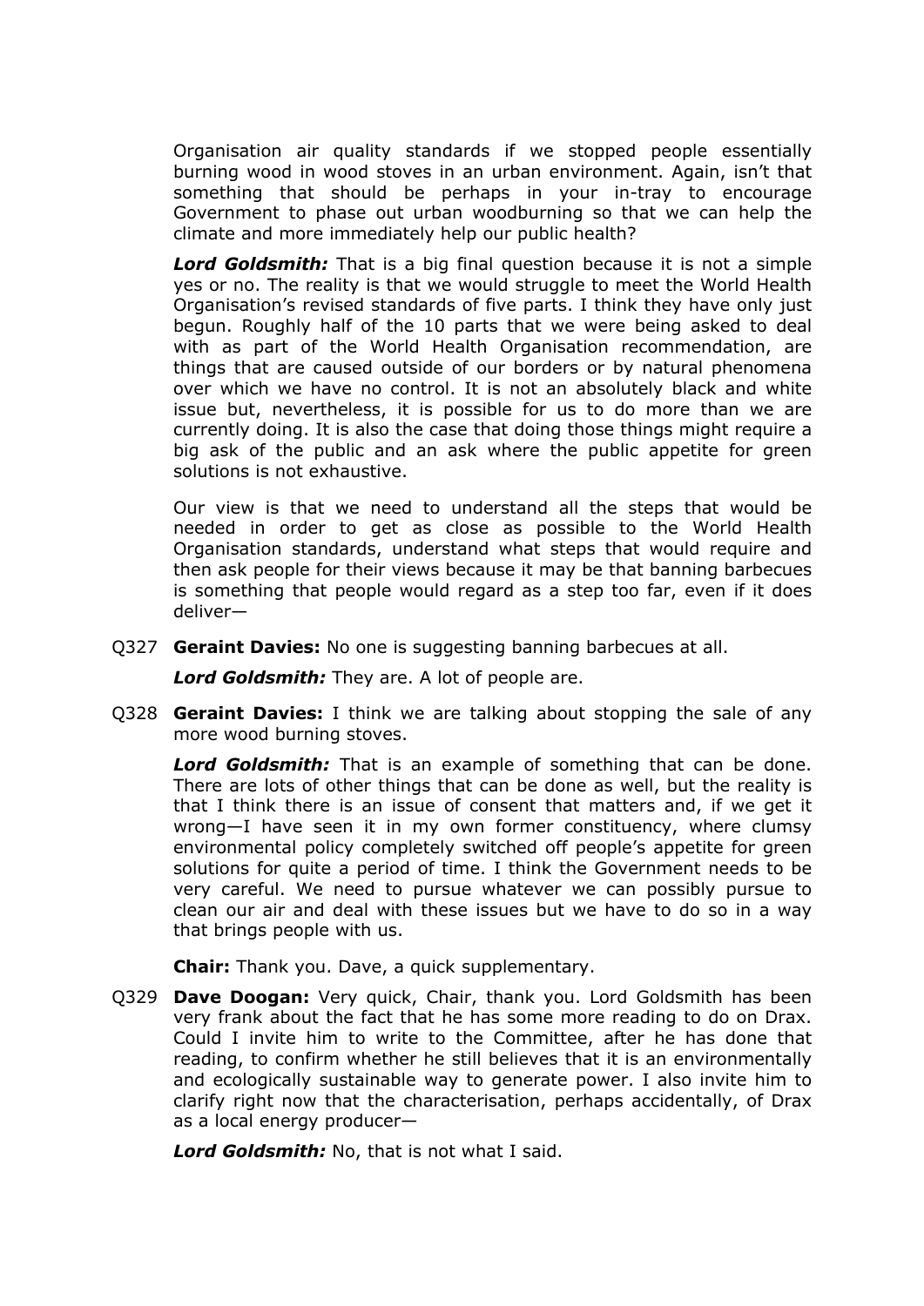Organisation air quality standards if we stopped people essentially burning wood in wood stoves in an urban environment. Again, isn't that something that should be perhaps in your in-tray to encourage Government to phase out urban woodburning so that we can help the climate and more immediately help our public health?

***Lord Goldsmith:*** That is a big final question because it is not a simple yes or no. The reality is that we would struggle to meet the World Health Organisation's revised standards of five parts. I think they have only just begun. Roughly half of the 10 parts that we were being asked to deal with as part of the World Health Organisation recommendation, are things that are caused outside of our borders or by natural phenomena over which we have no control. It is not an absolutely black and white issue but, nevertheless, it is possible for us to do more than we are currently doing. It is also the case that doing those things might require a big ask of the public and an ask where the public appetite for green solutions is not exhaustive.

Our view is that we need to understand all the steps that would be needed in order to get as close as possible to the World Health Organisation standards, understand what steps that would require and then ask people for their views because it may be that banning barbecues is something that people would regard as a step too far, even if it does deliver—

Q327 **Geraint Davies:** No one is suggesting banning barbecues at all.

***Lord Goldsmith:*** They are. A lot of people are.

Q328 **Geraint Davies:** I think we are talking about stopping the sale of any more wood burning stoves.

***Lord Goldsmith:*** That is an example of something that can be done. There are lots of other things that can be done as well, but the reality is that I think there is an issue of consent that matters and, if we get it wrong—I have seen it in my own former constituency, where clumsy environmental policy completely switched off people's appetite for green solutions for quite a period of time. I think the Government needs to be very careful. We need to pursue whatever we can possibly pursue to clean our air and deal with these issues but we have to do so in a way that brings people with us.

**Chair:** Thank you. Dave, a quick supplementary.

Q329 **Dave Doogan:** Very quick, Chair, thank you. Lord Goldsmith has been very frank about the fact that he has some more reading to do on Drax. Could I invite him to write to the Committee, after he has done that reading, to confirm whether he still believes that it is an environmentally and ecologically sustainable way to generate power. I also invite him to clarify right now that the characterisation, perhaps accidentally, of Drax as a local energy producer—

***Lord Goldsmith:*** No, that is not what I said.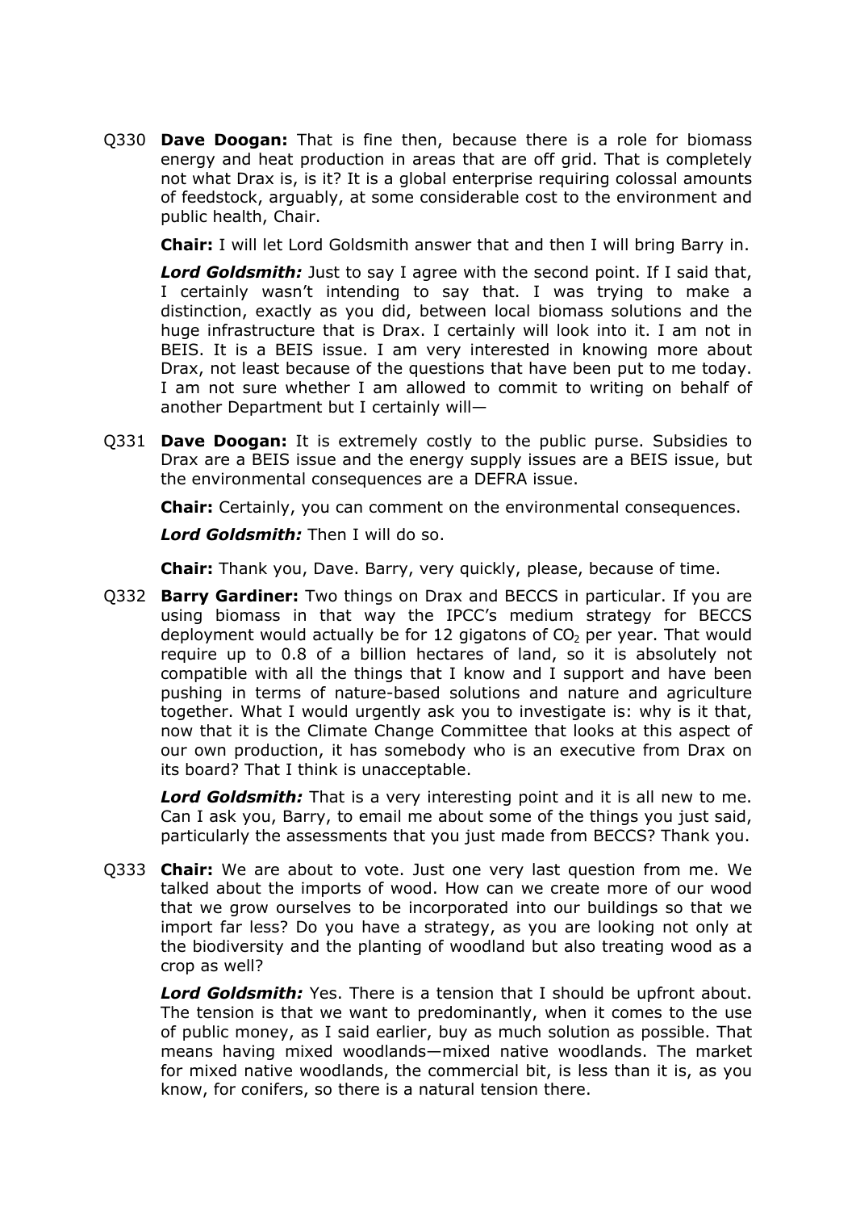Q330 **Dave Doogan:** That is fine then, because there is a role for biomass energy and heat production in areas that are off grid. That is completely not what Drax is, is it? It is a global enterprise requiring colossal amounts of feedstock, arguably, at some considerable cost to the environment and public health, Chair.

**Chair:** I will let Lord Goldsmith answer that and then I will bring Barry in.

***Lord Goldsmith:*** Just to say I agree with the second point. If I said that, I certainly wasn't intending to say that. I was trying to make a distinction, exactly as you did, between local biomass solutions and the huge infrastructure that is Drax. I certainly will look into it. I am not in BEIS. It is a BEIS issue. I am very interested in knowing more about Drax, not least because of the questions that have been put to me today. I am not sure whether I am allowed to commit to writing on behalf of another Department but I certainly will—

Q331 **Dave Doogan:** It is extremely costly to the public purse. Subsidies to Drax are a BEIS issue and the energy supply issues are a BEIS issue, but the environmental consequences are a DEFRA issue.

**Chair:** Certainly, you can comment on the environmental consequences.

***Lord Goldsmith:*** Then I will do so.

**Chair:** Thank you, Dave. Barry, very quickly, please, because of time.

Q332 **Barry Gardiner:** Two things on Drax and BECCS in particular. If you are using biomass in that way the IPCC's medium strategy for BECCS deployment would actually be for 12 gigatons of $CO_2$ per year. That would require up to 0.8 of a billion hectares of land, so it is absolutely not compatible with all the things that I know and I support and have been pushing in terms of nature-based solutions and nature and agriculture together. What I would urgently ask you to investigate is: why is it that, now that it is the Climate Change Committee that looks at this aspect of our own production, it has somebody who is an executive from Drax on its board? That I think is unacceptable.

***Lord Goldsmith:*** That is a very interesting point and it is all new to me. Can I ask you, Barry, to email me about some of the things you just said, particularly the assessments that you just made from BECCS? Thank you.

Q333 **Chair:** We are about to vote. Just one very last question from me. We talked about the imports of wood. How can we create more of our wood that we grow ourselves to be incorporated into our buildings so that we import far less? Do you have a strategy, as you are looking not only at the biodiversity and the planting of woodland but also treating wood as a crop as well?

***Lord Goldsmith:*** Yes. There is a tension that I should be upfront about. The tension is that we want to predominantly, when it comes to the use of public money, as I said earlier, buy as much solution as possible. That means having mixed woodlands—mixed native woodlands. The market for mixed native woodlands, the commercial bit, is less than it is, as you know, for conifers, so there is a natural tension there.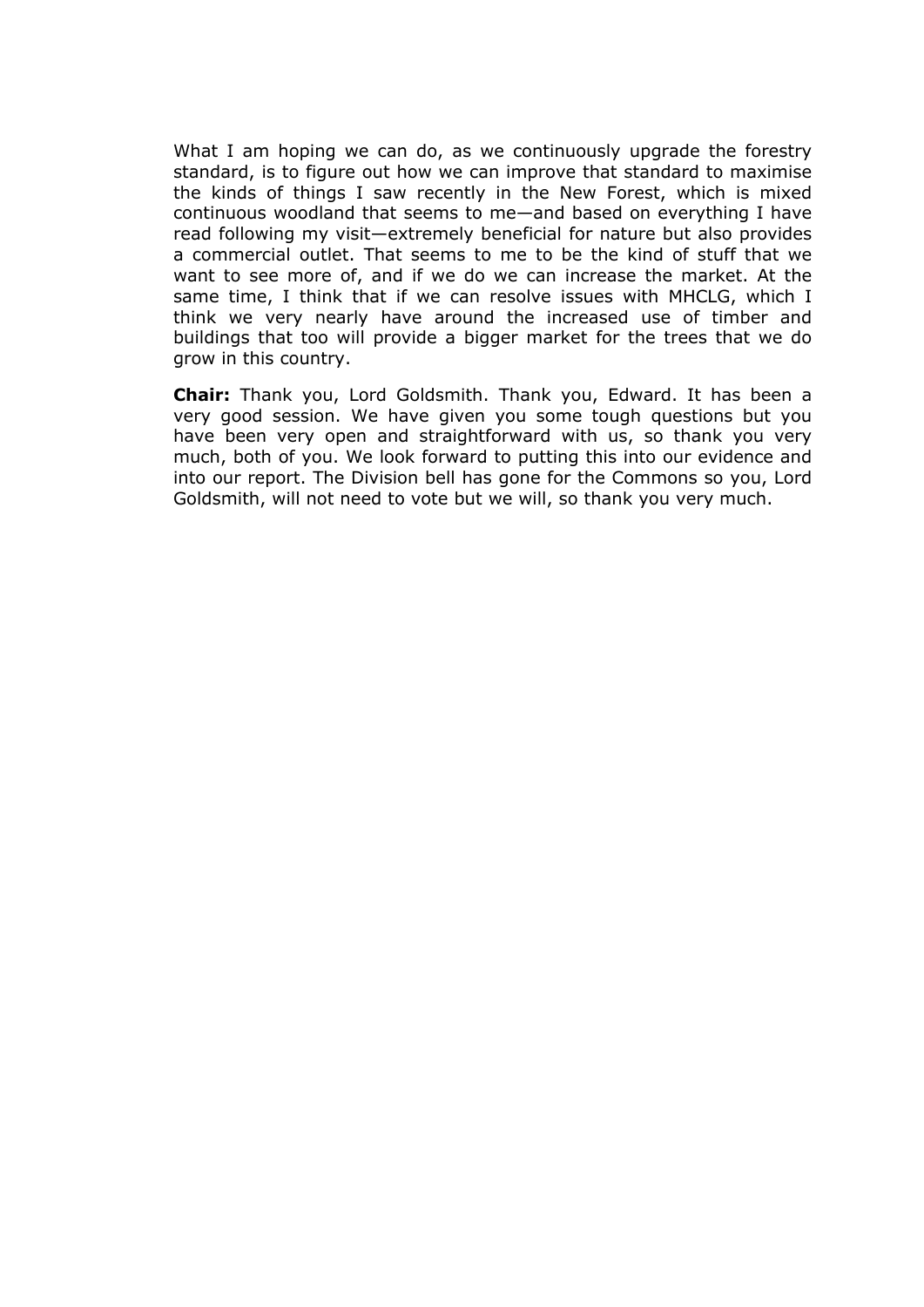What I am hoping we can do, as we continuously upgrade the forestry standard, is to figure out how we can improve that standard to maximise the kinds of things I saw recently in the New Forest, which is mixed continuous woodland that seems to me—and based on everything I have read following my visit—extremely beneficial for nature but also provides a commercial outlet. That seems to me to be the kind of stuff that we want to see more of, and if we do we can increase the market. At the same time, I think that if we can resolve issues with MHCLG, which I think we very nearly have around the increased use of timber and buildings that too will provide a bigger market for the trees that we do grow in this country.

**Chair:** Thank you, Lord Goldsmith. Thank you, Edward. It has been a very good session. We have given you some tough questions but you have been very open and straightforward with us, so thank you very much, both of you. We look forward to putting this into our evidence and into our report. The Division bell has gone for the Commons so you, Lord Goldsmith, will not need to vote but we will, so thank you very much.